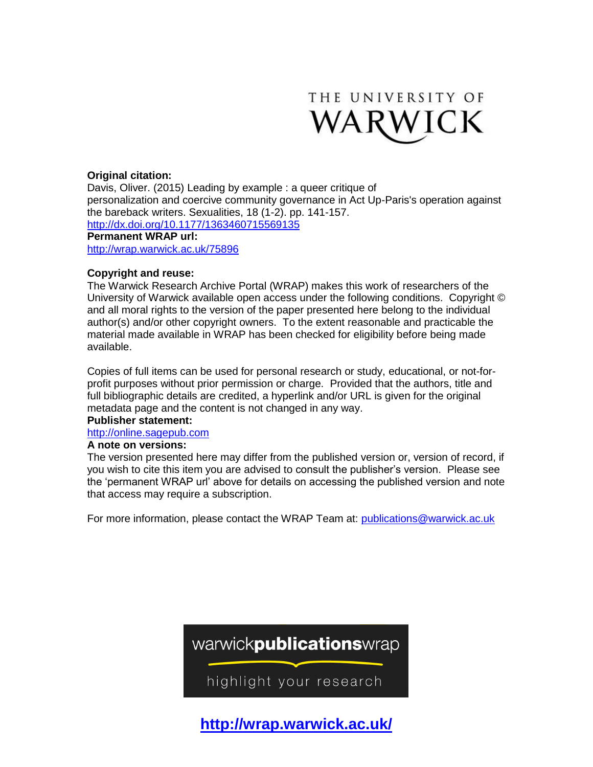THE UNIVERSITY OF WARWICK

**Original citation:**
Davis, Oliver. (2015) Leading by example : a queer critique of personalization and coercive community governance in Act Up-Paris's operation against the bareback writers. Sexualities, 18 (1-2). pp. 141-157.
http://dx.doi.org/10.1177/1363460715569135

**Permanent WRAP url:**
http://wrap.warwick.ac.uk/75896

**Copyright and reuse:**
The Warwick Research Archive Portal (WRAP) makes this work of researchers of the University of Warwick available open access under the following conditions. Copyright © and all moral rights to the version of the paper presented here belong to the individual author(s) and/or other copyright owners. To the extent reasonable and practicable the material made available in WRAP has been checked for eligibility before being made available.

Copies of full items can be used for personal research or study, educational, or not-for-profit purposes without prior permission or charge. Provided that the authors, title and full bibliographic details are credited, a hyperlink and/or URL is given for the original metadata page and the content is not changed in any way.

**Publisher statement:**
http://online.sagepub.com

**A note on versions:**
The version presented here may differ from the published version or, version of record, if you wish to cite this item you are advised to consult the publisher's version. Please see the 'permanent WRAP url' above for details on accessing the published version and note that access may require a subscription.

For more information, please contact the WRAP Team at: publications@warwick.ac.uk

warwick**publications**wrap

highlight your research

**http://wrap.warwick.ac.uk/**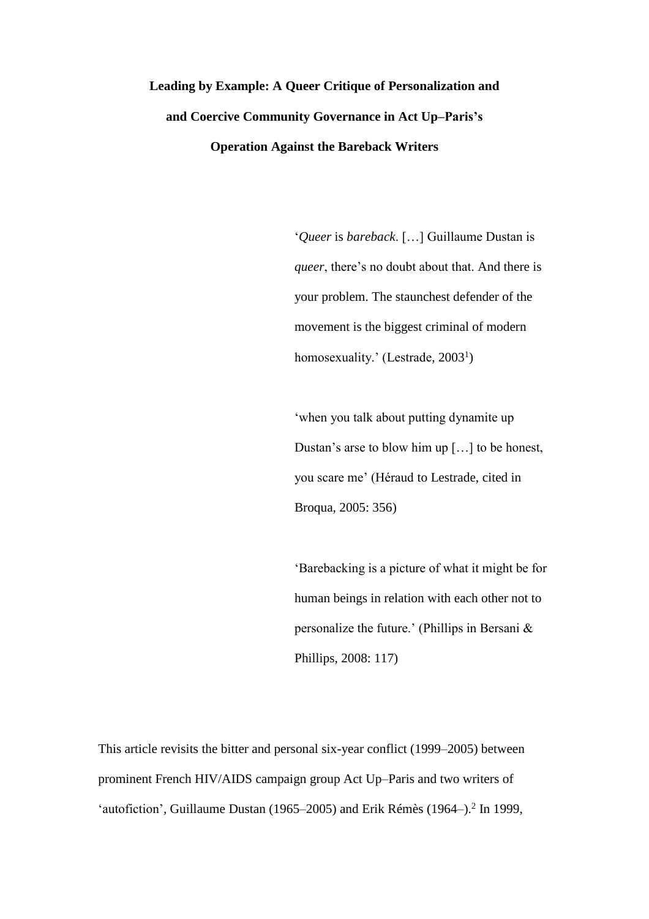**Leading by Example: A Queer Critique of Personalization and and Coercive Community Governance in Act Up–Paris's Operation Against the Bareback Writers**

> '*Queer* is *bareback*. […] Guillaume Dustan is *queer*, there's no doubt about that. And there is your problem. The staunchest defender of the movement is the biggest criminal of modern homosexuality.' (Lestrade, 2003[1])

> 'when you talk about putting dynamite up Dustan's arse to blow him up […] to be honest, you scare me' (Héraud to Lestrade, cited in Broqua, 2005: 356)

> 'Barebacking is a picture of what it might be for human beings in relation with each other not to personalize the future.' (Phillips in Bersani & Phillips, 2008: 117)

This article revisits the bitter and personal six-year conflict (1999–2005) between prominent French HIV/AIDS campaign group Act Up–Paris and two writers of 'autofiction', Guillaume Dustan (1965–2005) and Erik Rémès (1964–).[2] In 1999,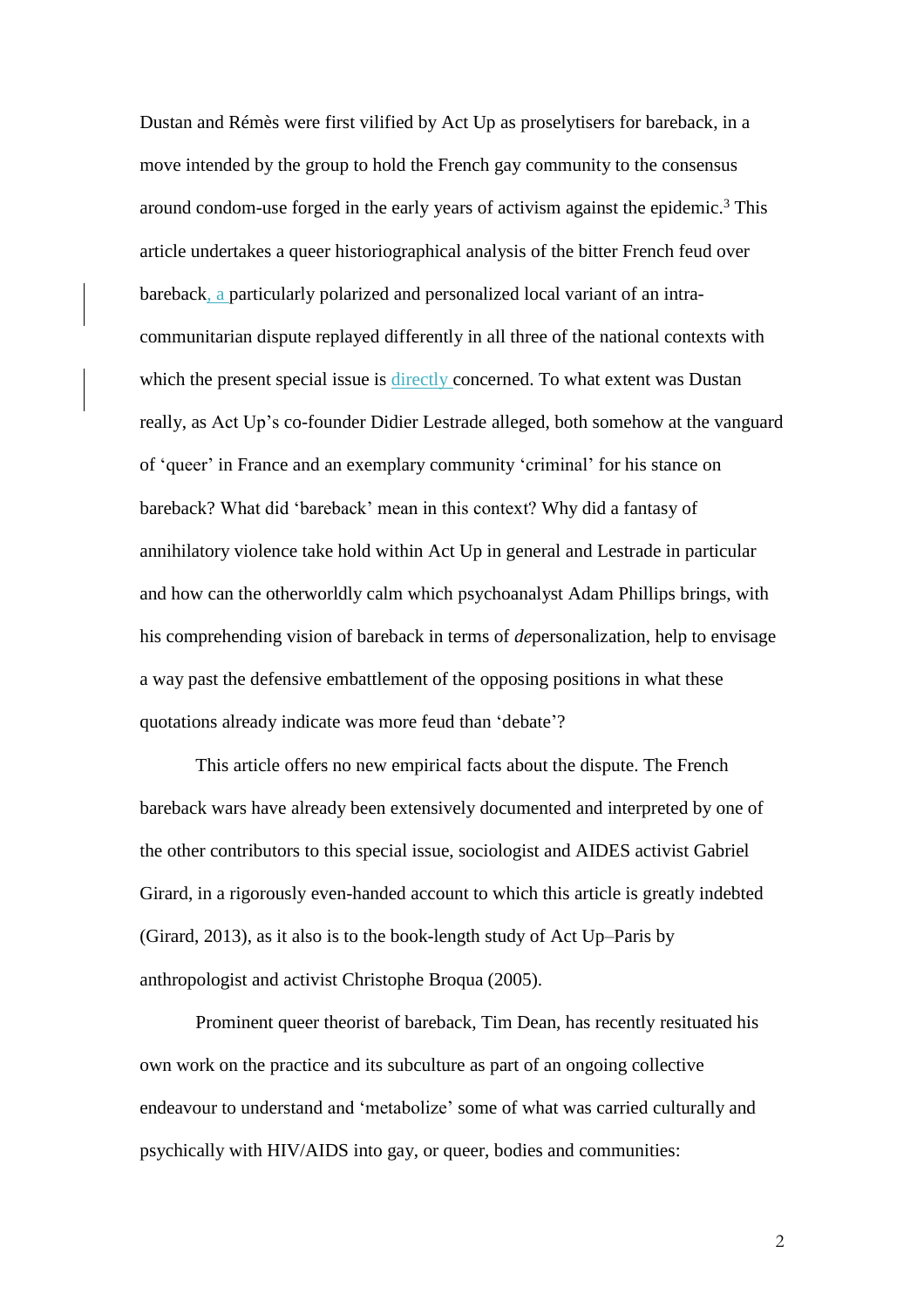Dustan and Rémès were first vilified by Act Up as proselytisers for bareback, in a move intended by the group to hold the French gay community to the consensus around condom-use forged in the early years of activism against the epidemic.[3] This article undertakes a queer historiographical analysis of the bitter French feud over bareback, a particularly polarized and personalized local variant of an intra-communitarian dispute replayed differently in all three of the national contexts with which the present special issue is directly concerned. To what extent was Dustan really, as Act Up's co-founder Didier Lestrade alleged, both somehow at the vanguard of 'queer' in France and an exemplary community 'criminal' for his stance on bareback? What did 'bareback' mean in this context? Why did a fantasy of annihilatory violence take hold within Act Up in general and Lestrade in particular and how can the otherworldly calm which psychoanalyst Adam Phillips brings, with his comprehending vision of bareback in terms of *de*personalization, help to envisage a way past the defensive embattlement of the opposing positions in what these quotations already indicate was more feud than 'debate'?

This article offers no new empirical facts about the dispute. The French bareback wars have already been extensively documented and interpreted by one of the other contributors to this special issue, sociologist and AIDES activist Gabriel Girard, in a rigorously even-handed account to which this article is greatly indebted (Girard, 2013), as it also is to the book-length study of Act Up–Paris by anthropologist and activist Christophe Broqua (2005).

Prominent queer theorist of bareback, Tim Dean, has recently resituated his own work on the practice and its subculture as part of an ongoing collective endeavour to understand and 'metabolize' some of what was carried culturally and psychically with HIV/AIDS into gay, or queer, bodies and communities: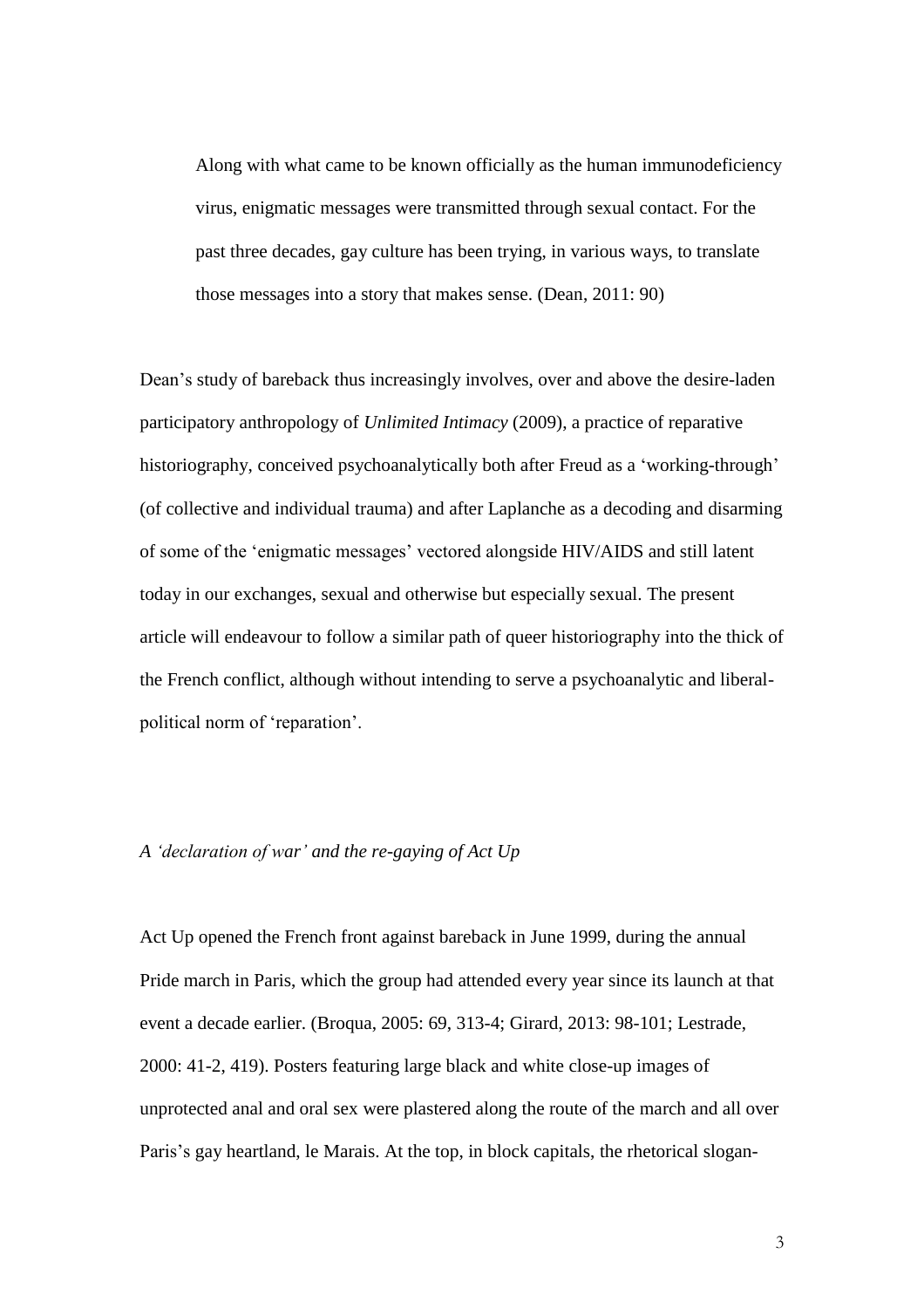> Along with what came to be known officially as the human immunodeficiency virus, enigmatic messages were transmitted through sexual contact. For the past three decades, gay culture has been trying, in various ways, to translate those messages into a story that makes sense. (Dean, 2011: 90)

Dean's study of bareback thus increasingly involves, over and above the desire-laden participatory anthropology of *Unlimited Intimacy* (2009), a practice of reparative historiography, conceived psychoanalytically both after Freud as a 'working-through' (of collective and individual trauma) and after Laplanche as a decoding and disarming of some of the 'enigmatic messages' vectored alongside HIV/AIDS and still latent today in our exchanges, sexual and otherwise but especially sexual. The present article will endeavour to follow a similar path of queer historiography into the thick of the French conflict, although without intending to serve a psychoanalytic and liberal-political norm of 'reparation'.

### *A 'declaration of war' and the re-gaying of Act Up*

Act Up opened the French front against bareback in June 1999, during the annual Pride march in Paris, which the group had attended every year since its launch at that event a decade earlier. (Broqua, 2005: 69, 313-4; Girard, 2013: 98-101; Lestrade, 2000: 41-2, 419). Posters featuring large black and white close-up images of unprotected anal and oral sex were plastered along the route of the march and all over Paris's gay heartland, le Marais. At the top, in block capitals, the rhetorical slogan-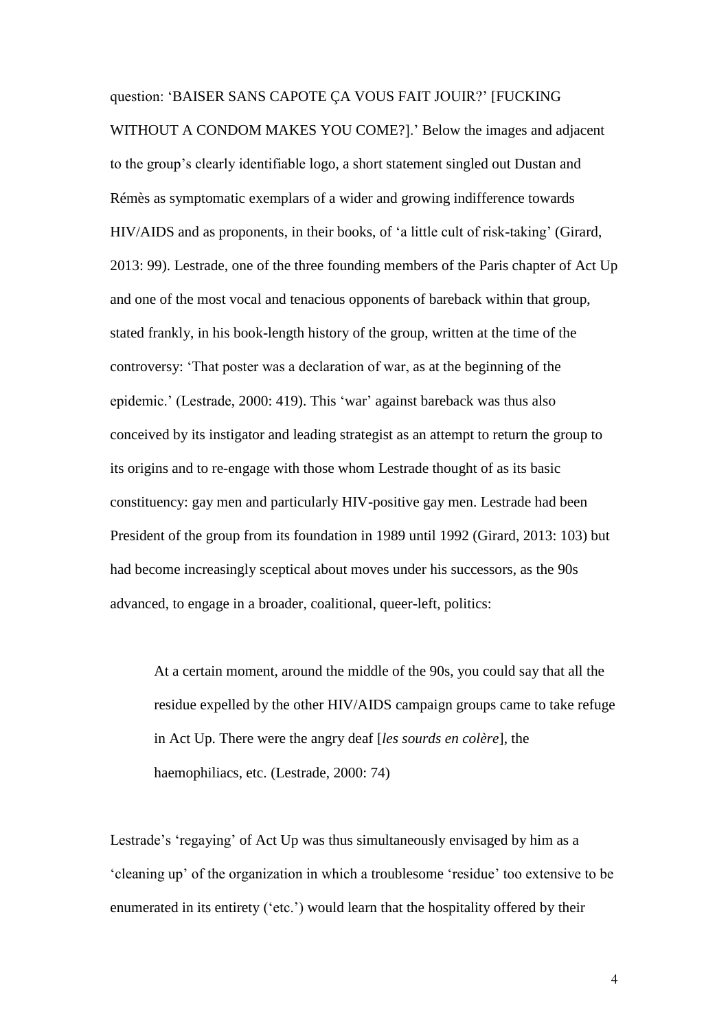question: 'BAISER SANS CAPOTE ÇA VOUS FAIT JOUIR?' [FUCKING WITHOUT A CONDOM MAKES YOU COME?].' Below the images and adjacent to the group's clearly identifiable logo, a short statement singled out Dustan and Rémès as symptomatic exemplars of a wider and growing indifference towards HIV/AIDS and as proponents, in their books, of 'a little cult of risk-taking' (Girard, 2013: 99). Lestrade, one of the three founding members of the Paris chapter of Act Up and one of the most vocal and tenacious opponents of bareback within that group, stated frankly, in his book-length history of the group, written at the time of the controversy: 'That poster was a declaration of war, as at the beginning of the epidemic.' (Lestrade, 2000: 419). This 'war' against bareback was thus also conceived by its instigator and leading strategist as an attempt to return the group to its origins and to re-engage with those whom Lestrade thought of as its basic constituency: gay men and particularly HIV-positive gay men. Lestrade had been President of the group from its foundation in 1989 until 1992 (Girard, 2013: 103) but had become increasingly sceptical about moves under his successors, as the 90s advanced, to engage in a broader, coalitional, queer-left, politics:

> At a certain moment, around the middle of the 90s, you could say that all the residue expelled by the other HIV/AIDS campaign groups came to take refuge in Act Up. There were the angry deaf [*les sourds en colère*], the haemophiliacs, etc. (Lestrade, 2000: 74)

Lestrade's 'regaying' of Act Up was thus simultaneously envisaged by him as a 'cleaning up' of the organization in which a troublesome 'residue' too extensive to be enumerated in its entirety ('etc.') would learn that the hospitality offered by their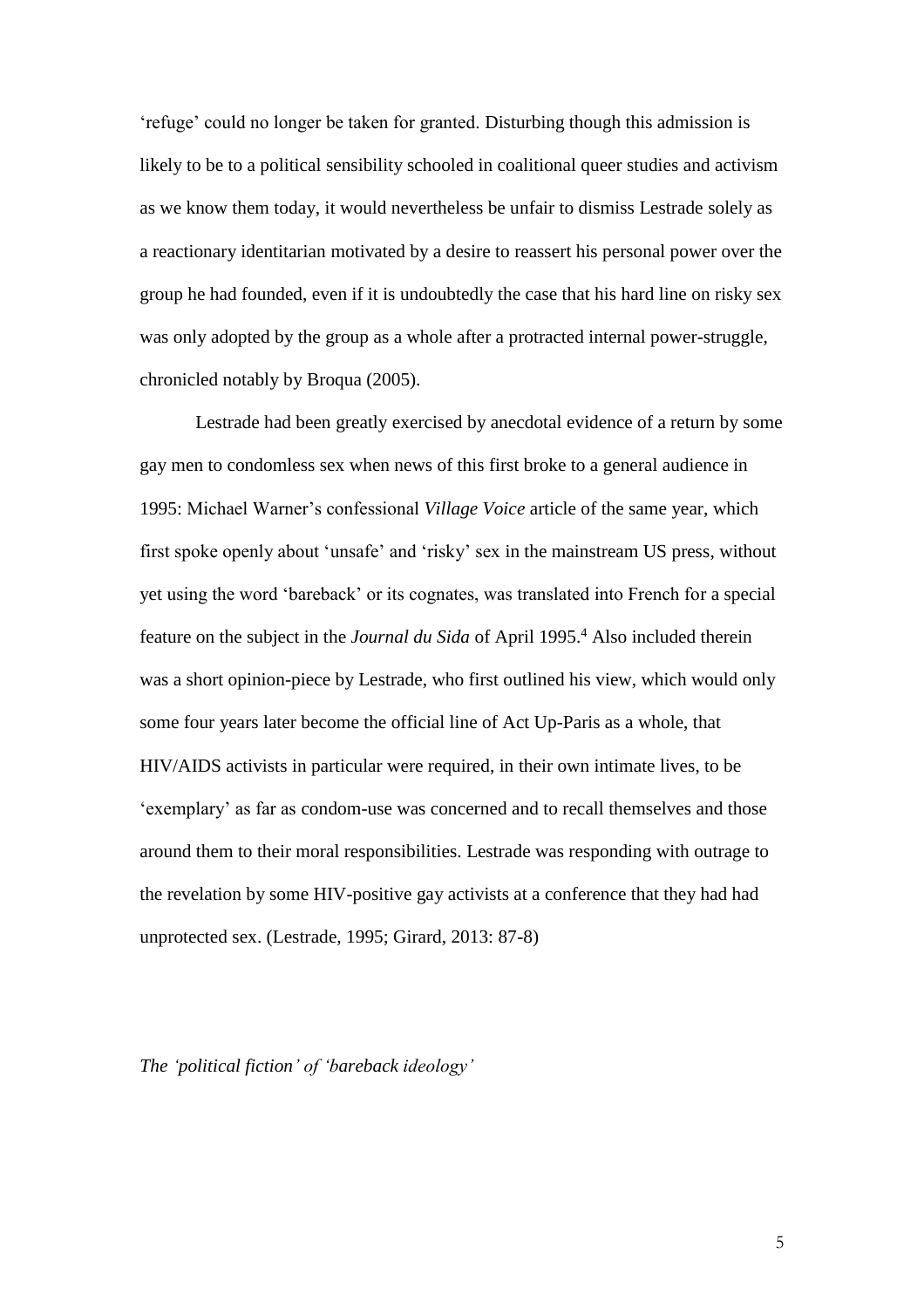'refuge' could no longer be taken for granted. Disturbing though this admission is likely to be to a political sensibility schooled in coalitional queer studies and activism as we know them today, it would nevertheless be unfair to dismiss Lestrade solely as a reactionary identitarian motivated by a desire to reassert his personal power over the group he had founded, even if it is undoubtedly the case that his hard line on risky sex was only adopted by the group as a whole after a protracted internal power-struggle, chronicled notably by Broqua (2005).

Lestrade had been greatly exercised by anecdotal evidence of a return by some gay men to condomless sex when news of this first broke to a general audience in 1995: Michael Warner's confessional *Village Voice* article of the same year, which first spoke openly about 'unsafe' and 'risky' sex in the mainstream US press, without yet using the word 'bareback' or its cognates, was translated into French for a special feature on the subject in the *Journal du Sida* of April 1995.[4] Also included therein was a short opinion-piece by Lestrade, who first outlined his view, which would only some four years later become the official line of Act Up-Paris as a whole, that HIV/AIDS activists in particular were required, in their own intimate lives, to be 'exemplary' as far as condom-use was concerned and to recall themselves and those around them to their moral responsibilities. Lestrade was responding with outrage to the revelation by some HIV-positive gay activists at a conference that they had had unprotected sex. (Lestrade, 1995; Girard, 2013: 87-8)

*The 'political fiction' of 'bareback ideology'*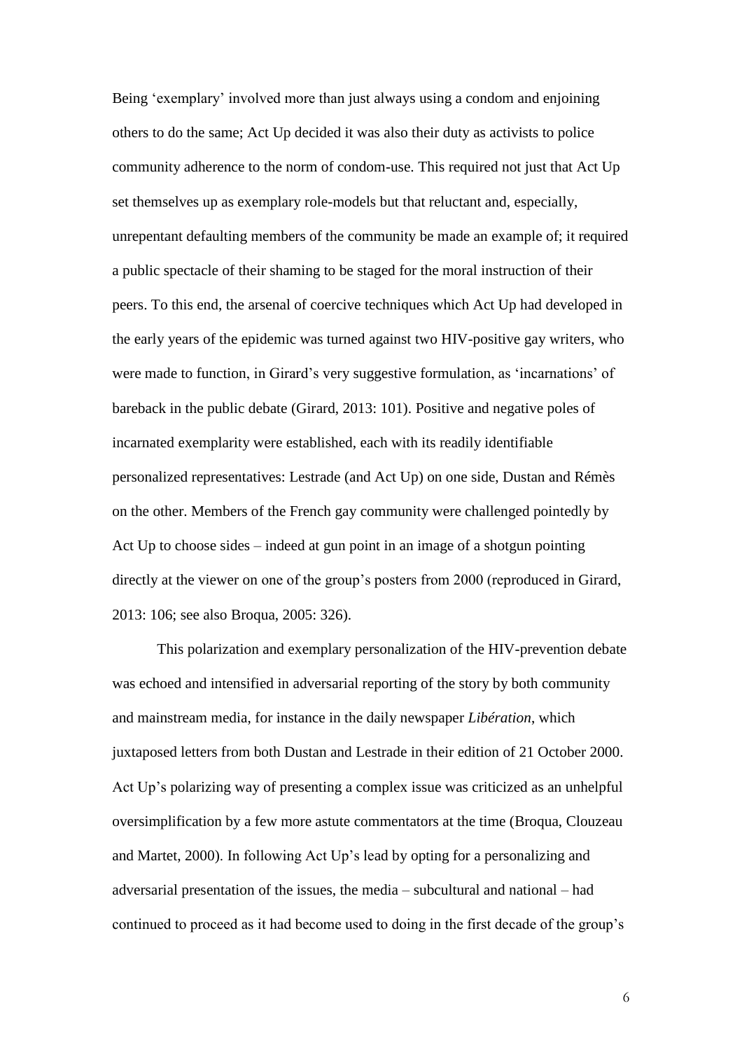Being 'exemplary' involved more than just always using a condom and enjoining others to do the same; Act Up decided it was also their duty as activists to police community adherence to the norm of condom-use. This required not just that Act Up set themselves up as exemplary role-models but that reluctant and, especially, unrepentant defaulting members of the community be made an example of; it required a public spectacle of their shaming to be staged for the moral instruction of their peers. To this end, the arsenal of coercive techniques which Act Up had developed in the early years of the epidemic was turned against two HIV-positive gay writers, who were made to function, in Girard's very suggestive formulation, as 'incarnations' of bareback in the public debate (Girard, 2013: 101). Positive and negative poles of incarnated exemplarity were established, each with its readily identifiable personalized representatives: Lestrade (and Act Up) on one side, Dustan and Rémès on the other. Members of the French gay community were challenged pointedly by Act Up to choose sides – indeed at gun point in an image of a shotgun pointing directly at the viewer on one of the group's posters from 2000 (reproduced in Girard, 2013: 106; see also Broqua, 2005: 326).

This polarization and exemplary personalization of the HIV-prevention debate was echoed and intensified in adversarial reporting of the story by both community and mainstream media, for instance in the daily newspaper *Libération*, which juxtaposed letters from both Dustan and Lestrade in their edition of 21 October 2000. Act Up's polarizing way of presenting a complex issue was criticized as an unhelpful oversimplification by a few more astute commentators at the time (Broqua, Clouzeau and Martet, 2000). In following Act Up's lead by opting for a personalizing and adversarial presentation of the issues, the media – subcultural and national – had continued to proceed as it had become used to doing in the first decade of the group's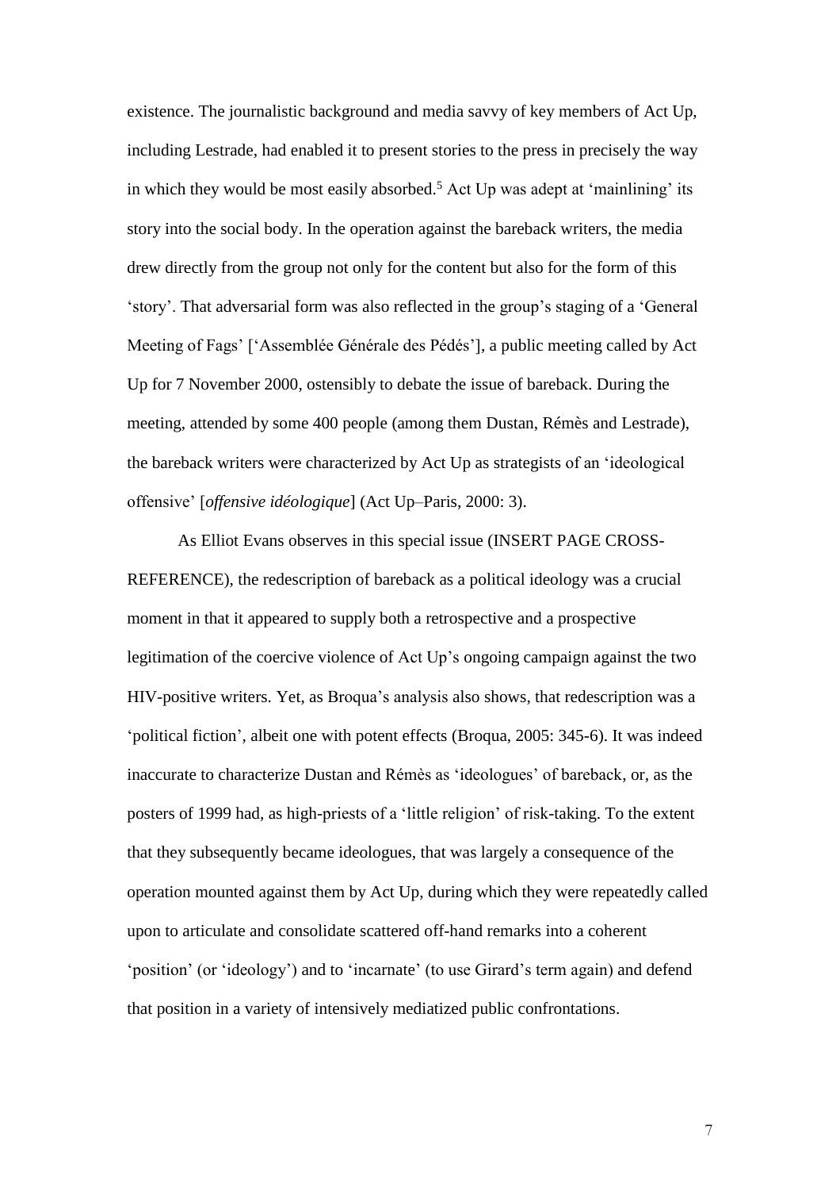existence. The journalistic background and media savvy of key members of Act Up, including Lestrade, had enabled it to present stories to the press in precisely the way in which they would be most easily absorbed.[5] Act Up was adept at 'mainlining' its story into the social body. In the operation against the bareback writers, the media drew directly from the group not only for the content but also for the form of this 'story'. That adversarial form was also reflected in the group's staging of a 'General Meeting of Fags' ['Assemblée Générale des Pédés'], a public meeting called by Act Up for 7 November 2000, ostensibly to debate the issue of bareback. During the meeting, attended by some 400 people (among them Dustan, Rémès and Lestrade), the bareback writers were characterized by Act Up as strategists of an 'ideological offensive' [*offensive idéologique*] (Act Up–Paris, 2000: 3).

As Elliot Evans observes in this special issue (INSERT PAGE CROSS-REFERENCE), the redescription of bareback as a political ideology was a crucial moment in that it appeared to supply both a retrospective and a prospective legitimation of the coercive violence of Act Up's ongoing campaign against the two HIV-positive writers. Yet, as Broqua's analysis also shows, that redescription was a 'political fiction', albeit one with potent effects (Broqua, 2005: 345-6). It was indeed inaccurate to characterize Dustan and Rémès as 'ideologues' of bareback, or, as the posters of 1999 had, as high-priests of a 'little religion' of risk-taking. To the extent that they subsequently became ideologues, that was largely a consequence of the operation mounted against them by Act Up, during which they were repeatedly called upon to articulate and consolidate scattered off-hand remarks into a coherent 'position' (or 'ideology') and to 'incarnate' (to use Girard's term again) and defend that position in a variety of intensively mediatized public confrontations.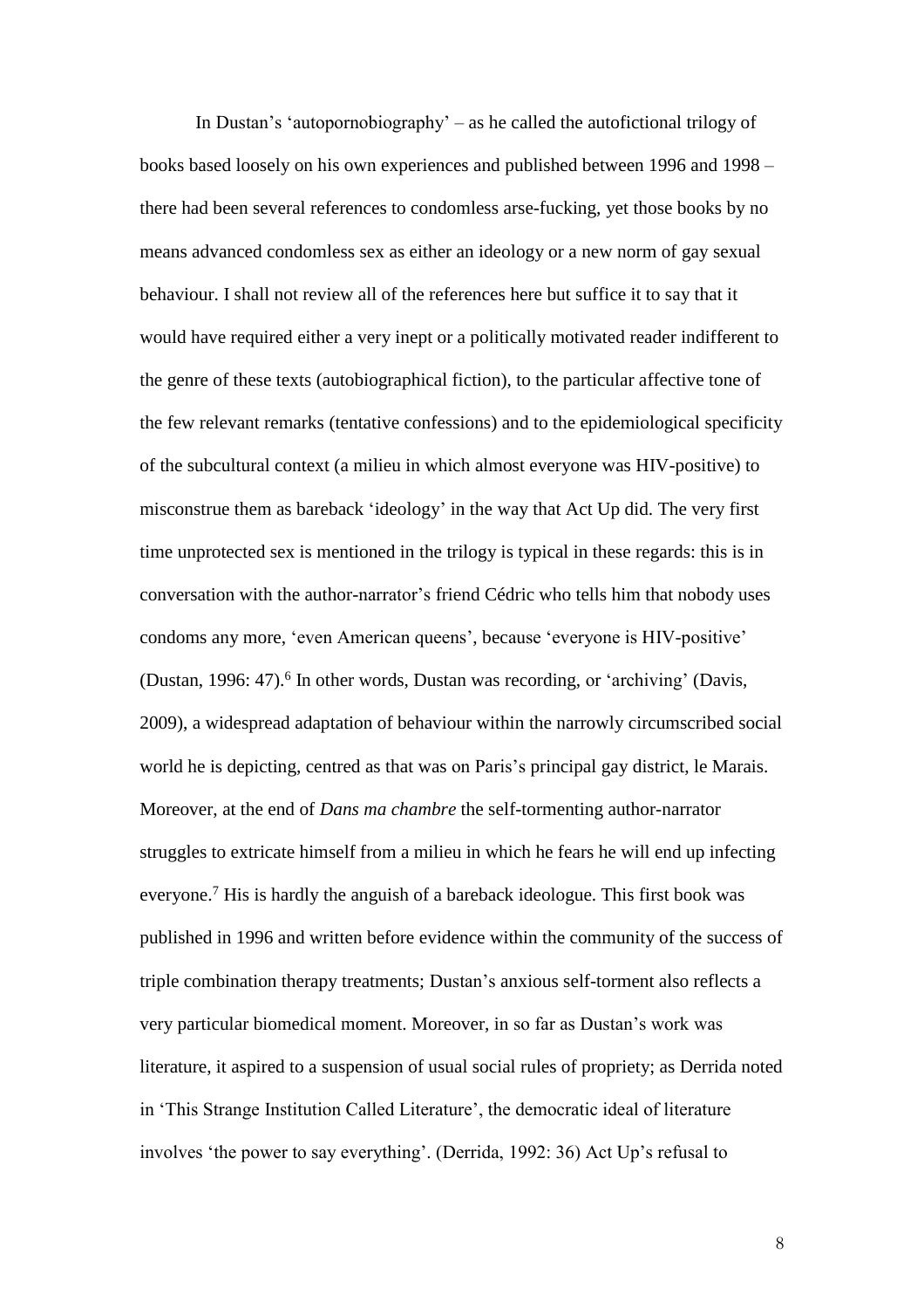In Dustan's 'autopornobiography' – as he called the autofictional trilogy of books based loosely on his own experiences and published between 1996 and 1998 – there had been several references to condomless arse-fucking, yet those books by no means advanced condomless sex as either an ideology or a new norm of gay sexual behaviour. I shall not review all of the references here but suffice it to say that it would have required either a very inept or a politically motivated reader indifferent to the genre of these texts (autobiographical fiction), to the particular affective tone of the few relevant remarks (tentative confessions) and to the epidemiological specificity of the subcultural context (a milieu in which almost everyone was HIV-positive) to misconstrue them as bareback 'ideology' in the way that Act Up did. The very first time unprotected sex is mentioned in the trilogy is typical in these regards: this is in conversation with the author-narrator's friend Cédric who tells him that nobody uses condoms any more, 'even American queens', because 'everyone is HIV-positive' (Dustan, 1996: 47).[6] In other words, Dustan was recording, or 'archiving' (Davis, 2009), a widespread adaptation of behaviour within the narrowly circumscribed social world he is depicting, centred as that was on Paris's principal gay district, le Marais. Moreover, at the end of *Dans ma chambre* the self-tormenting author-narrator struggles to extricate himself from a milieu in which he fears he will end up infecting everyone.[7] His is hardly the anguish of a bareback ideologue. This first book was published in 1996 and written before evidence within the community of the success of triple combination therapy treatments; Dustan's anxious self-torment also reflects a very particular biomedical moment. Moreover, in so far as Dustan's work was literature, it aspired to a suspension of usual social rules of propriety; as Derrida noted in 'This Strange Institution Called Literature', the democratic ideal of literature involves 'the power to say everything'. (Derrida, 1992: 36) Act Up's refusal to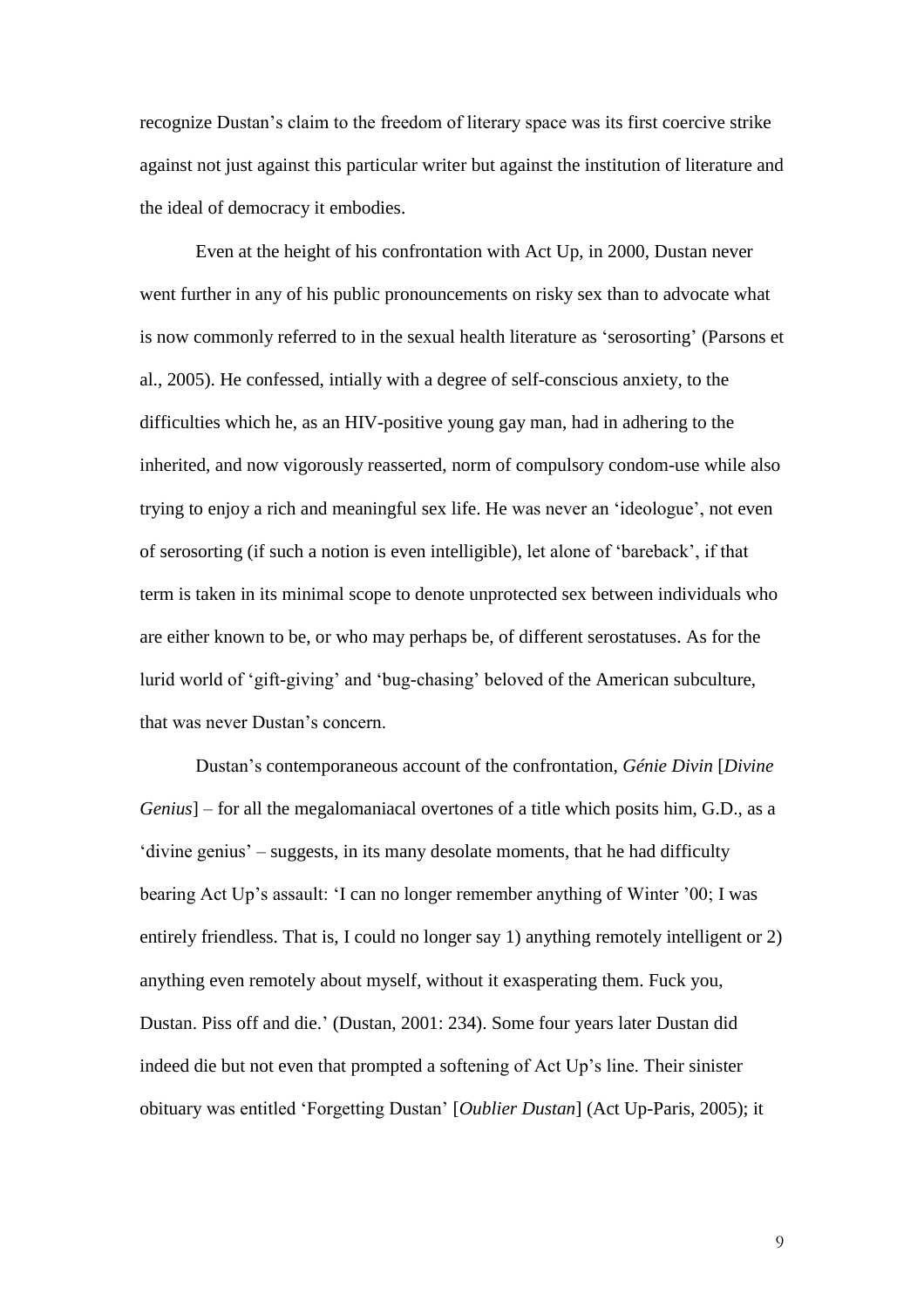recognize Dustan's claim to the freedom of literary space was its first coercive strike against not just against this particular writer but against the institution of literature and the ideal of democracy it embodies.

Even at the height of his confrontation with Act Up, in 2000, Dustan never went further in any of his public pronouncements on risky sex than to advocate what is now commonly referred to in the sexual health literature as 'serosorting' (Parsons et al., 2005). He confessed, intially with a degree of self-conscious anxiety, to the difficulties which he, as an HIV-positive young gay man, had in adhering to the inherited, and now vigorously reasserted, norm of compulsory condom-use while also trying to enjoy a rich and meaningful sex life. He was never an 'ideologue', not even of serosorting (if such a notion is even intelligible), let alone of 'bareback', if that term is taken in its minimal scope to denote unprotected sex between individuals who are either known to be, or who may perhaps be, of different serostatuses. As for the lurid world of 'gift-giving' and 'bug-chasing' beloved of the American subculture, that was never Dustan's concern.

Dustan's contemporaneous account of the confrontation, *Génie Divin* [*Divine Genius*] – for all the megalomaniacal overtones of a title which posits him, G.D., as a 'divine genius' – suggests, in its many desolate moments, that he had difficulty bearing Act Up's assault: 'I can no longer remember anything of Winter '00; I was entirely friendless. That is, I could no longer say 1) anything remotely intelligent or 2) anything even remotely about myself, without it exasperating them. Fuck you, Dustan. Piss off and die.' (Dustan, 2001: 234). Some four years later Dustan did indeed die but not even that prompted a softening of Act Up's line. Their sinister obituary was entitled 'Forgetting Dustan' [*Oublier Dustan*] (Act Up-Paris, 2005); it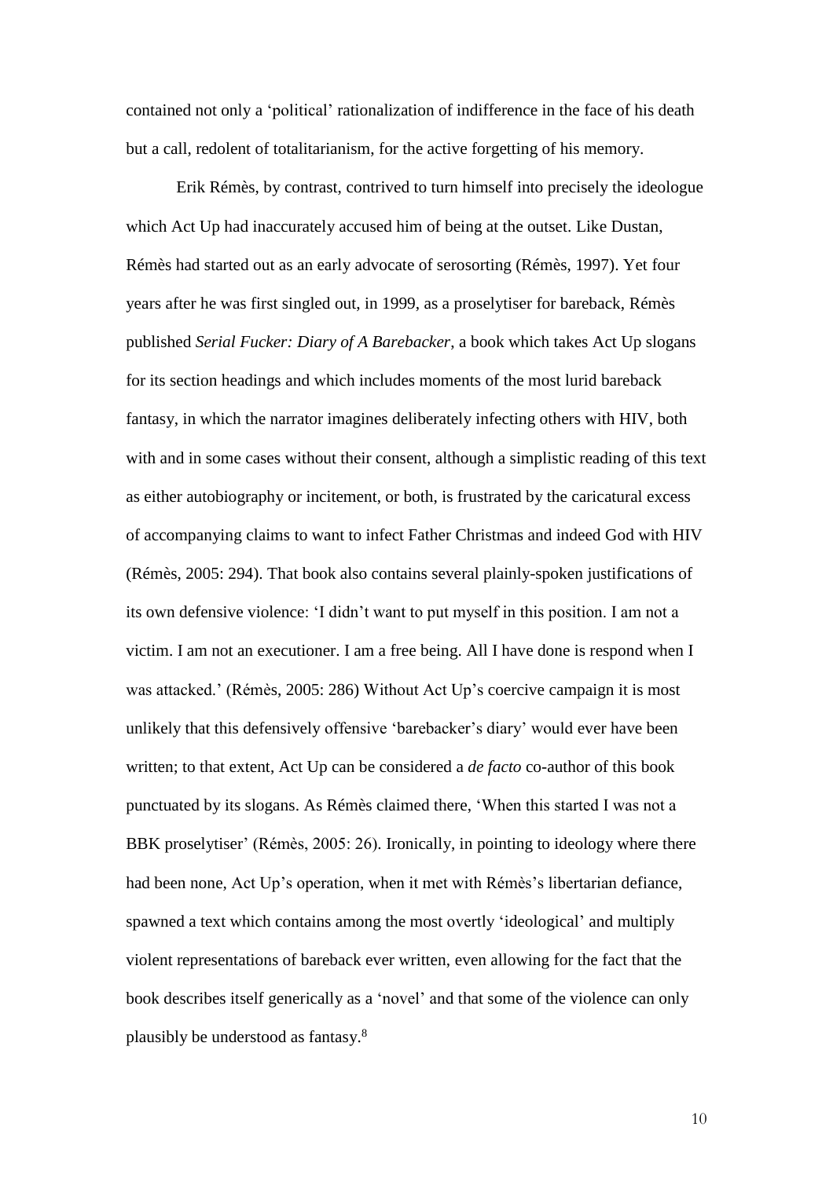contained not only a 'political' rationalization of indifference in the face of his death but a call, redolent of totalitarianism, for the active forgetting of his memory.

Erik Rémès, by contrast, contrived to turn himself into precisely the ideologue which Act Up had inaccurately accused him of being at the outset. Like Dustan, Rémès had started out as an early advocate of serosorting (Rémès, 1997). Yet four years after he was first singled out, in 1999, as a proselytiser for bareback, Rémès published *Serial Fucker: Diary of A Barebacker*, a book which takes Act Up slogans for its section headings and which includes moments of the most lurid bareback fantasy, in which the narrator imagines deliberately infecting others with HIV, both with and in some cases without their consent, although a simplistic reading of this text as either autobiography or incitement, or both, is frustrated by the caricatural excess of accompanying claims to want to infect Father Christmas and indeed God with HIV (Rémès, 2005: 294). That book also contains several plainly-spoken justifications of its own defensive violence: 'I didn't want to put myself in this position. I am not a victim. I am not an executioner. I am a free being. All I have done is respond when I was attacked.' (Rémès, 2005: 286) Without Act Up's coercive campaign it is most unlikely that this defensively offensive 'barebacker's diary' would ever have been written; to that extent, Act Up can be considered a *de facto* co-author of this book punctuated by its slogans. As Rémès claimed there, 'When this started I was not a BBK proselytiser' (Rémès, 2005: 26). Ironically, in pointing to ideology where there had been none, Act Up's operation, when it met with Rémès's libertarian defiance, spawned a text which contains among the most overtly 'ideological' and multiply violent representations of bareback ever written, even allowing for the fact that the book describes itself generically as a 'novel' and that some of the violence can only plausibly be understood as fantasy.[8]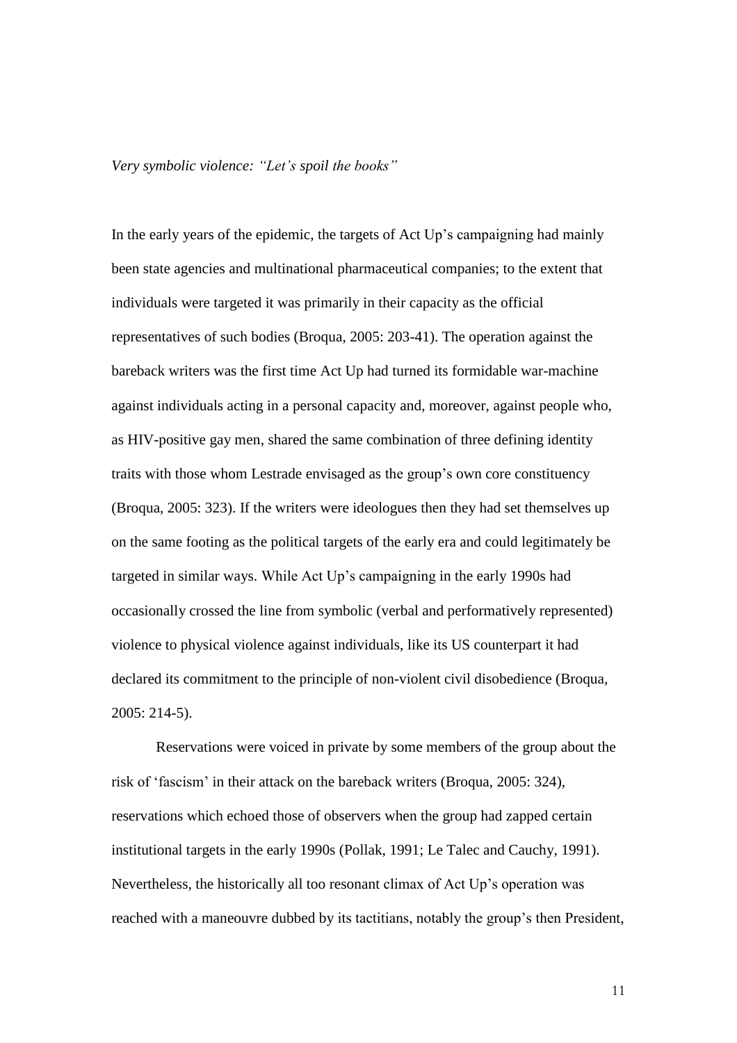*Very symbolic violence: "Let's spoil the books"*

In the early years of the epidemic, the targets of Act Up's campaigning had mainly been state agencies and multinational pharmaceutical companies; to the extent that individuals were targeted it was primarily in their capacity as the official representatives of such bodies (Broqua, 2005: 203-41). The operation against the bareback writers was the first time Act Up had turned its formidable war-machine against individuals acting in a personal capacity and, moreover, against people who, as HIV-positive gay men, shared the same combination of three defining identity traits with those whom Lestrade envisaged as the group's own core constituency (Broqua, 2005: 323). If the writers were ideologues then they had set themselves up on the same footing as the political targets of the early era and could legitimately be targeted in similar ways. While Act Up's campaigning in the early 1990s had occasionally crossed the line from symbolic (verbal and performatively represented) violence to physical violence against individuals, like its US counterpart it had declared its commitment to the principle of non-violent civil disobedience (Broqua, 2005: 214-5).

Reservations were voiced in private by some members of the group about the risk of 'fascism' in their attack on the bareback writers (Broqua, 2005: 324), reservations which echoed those of observers when the group had zapped certain institutional targets in the early 1990s (Pollak, 1991; Le Talec and Cauchy, 1991). Nevertheless, the historically all too resonant climax of Act Up's operation was reached with a maneouvre dubbed by its tactitians, notably the group's then President,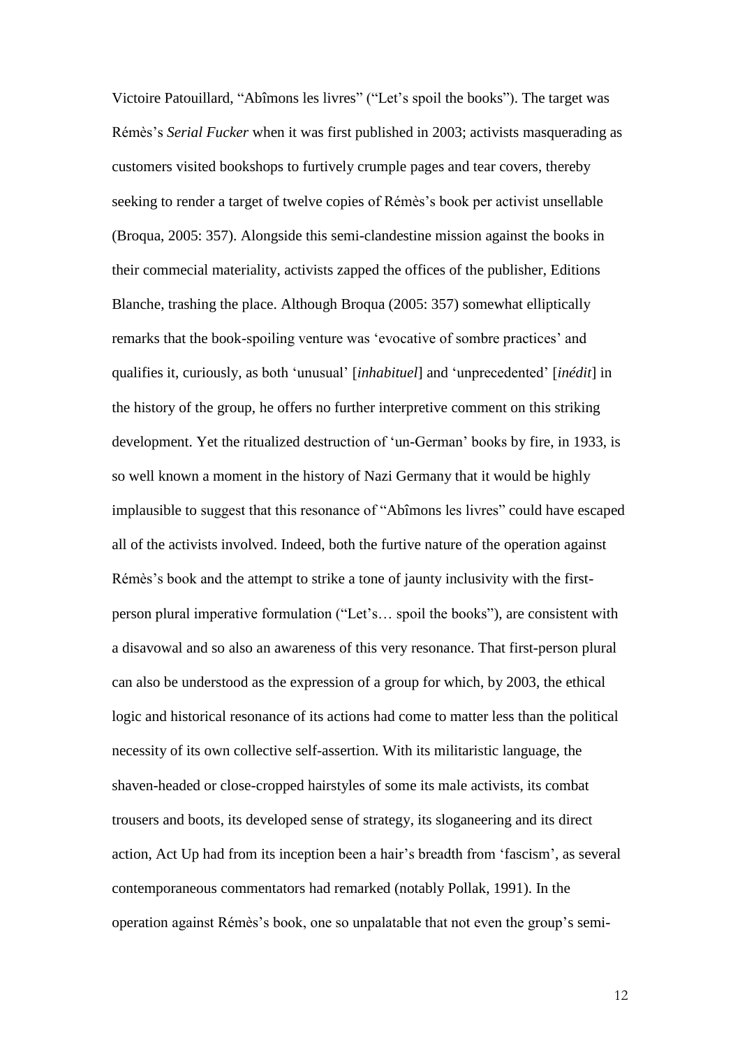Victoire Patouillard, "Abîmons les livres" ("Let's spoil the books"). The target was Rémès's *Serial Fucker* when it was first published in 2003; activists masquerading as customers visited bookshops to furtively crumple pages and tear covers, thereby seeking to render a target of twelve copies of Rémès's book per activist unsellable (Broqua, 2005: 357). Alongside this semi-clandestine mission against the books in their commecial materiality, activists zapped the offices of the publisher, Editions Blanche, trashing the place. Although Broqua (2005: 357) somewhat elliptically remarks that the book-spoiling venture was 'evocative of sombre practices' and qualifies it, curiously, as both 'unusual' [*inhabituel*] and 'unprecedented' [*inédit*] in the history of the group, he offers no further interpretive comment on this striking development. Yet the ritualized destruction of 'un-German' books by fire, in 1933, is so well known a moment in the history of Nazi Germany that it would be highly implausible to suggest that this resonance of "Abîmons les livres" could have escaped all of the activists involved. Indeed, both the furtive nature of the operation against Rémès's book and the attempt to strike a tone of jaunty inclusivity with the first-person plural imperative formulation ("Let's… spoil the books"), are consistent with a disavowal and so also an awareness of this very resonance. That first-person plural can also be understood as the expression of a group for which, by 2003, the ethical logic and historical resonance of its actions had come to matter less than the political necessity of its own collective self-assertion. With its militaristic language, the shaven-headed or close-cropped hairstyles of some its male activists, its combat trousers and boots, its developed sense of strategy, its sloganeering and its direct action, Act Up had from its inception been a hair's breadth from 'fascism', as several contemporaneous commentators had remarked (notably Pollak, 1991). In the operation against Rémès's book, one so unpalatable that not even the group's semi-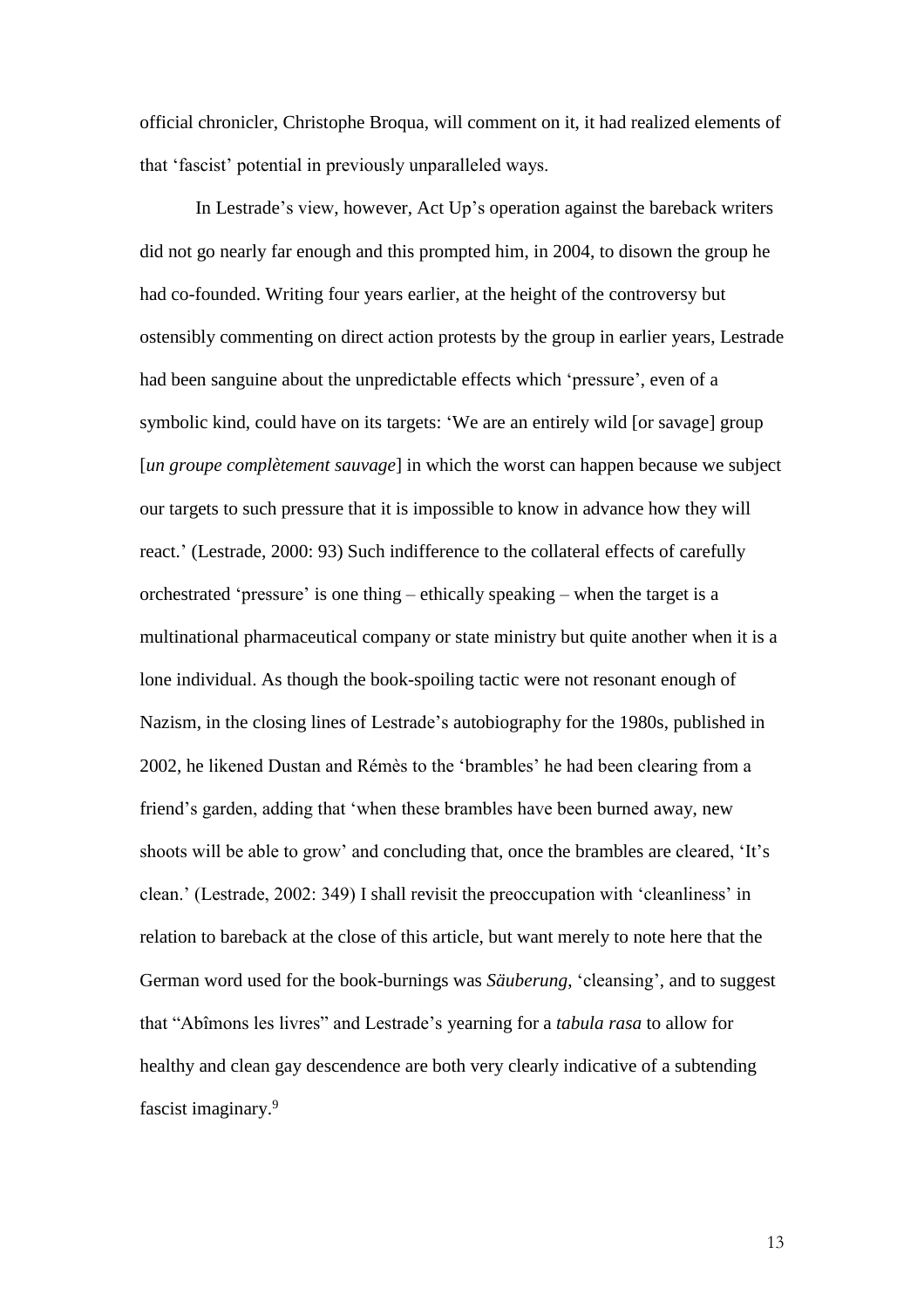official chronicler, Christophe Broqua, will comment on it, it had realized elements of that 'fascist' potential in previously unparalleled ways.

In Lestrade's view, however, Act Up's operation against the bareback writers did not go nearly far enough and this prompted him, in 2004, to disown the group he had co-founded. Writing four years earlier, at the height of the controversy but ostensibly commenting on direct action protests by the group in earlier years, Lestrade had been sanguine about the unpredictable effects which 'pressure', even of a symbolic kind, could have on its targets: 'We are an entirely wild [or savage] group [*un groupe complètement sauvage*] in which the worst can happen because we subject our targets to such pressure that it is impossible to know in advance how they will react.' (Lestrade, 2000: 93) Such indifference to the collateral effects of carefully orchestrated 'pressure' is one thing – ethically speaking – when the target is a multinational pharmaceutical company or state ministry but quite another when it is a lone individual. As though the book-spoiling tactic were not resonant enough of Nazism, in the closing lines of Lestrade's autobiography for the 1980s, published in 2002, he likened Dustan and Rémès to the 'brambles' he had been clearing from a friend's garden, adding that 'when these brambles have been burned away, new shoots will be able to grow' and concluding that, once the brambles are cleared, 'It's clean.' (Lestrade, 2002: 349) I shall revisit the preoccupation with 'cleanliness' in relation to bareback at the close of this article, but want merely to note here that the German word used for the book-burnings was *Säuberung*, 'cleansing', and to suggest that "Abîmons les livres" and Lestrade's yearning for a *tabula rasa* to allow for healthy and clean gay descendence are both very clearly indicative of a subtending fascist imaginary.[9]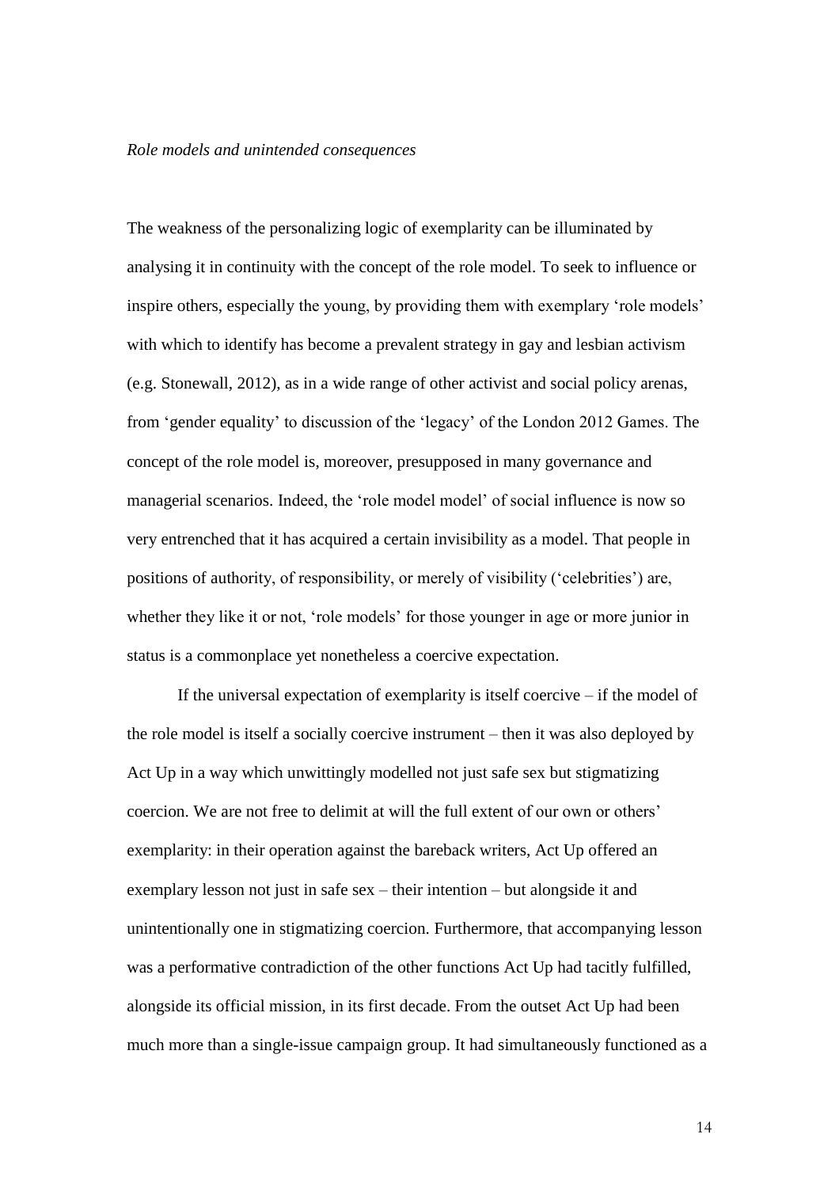*Role models and unintended consequences*

The weakness of the personalizing logic of exemplarity can be illuminated by analysing it in continuity with the concept of the role model. To seek to influence or inspire others, especially the young, by providing them with exemplary 'role models' with which to identify has become a prevalent strategy in gay and lesbian activism (e.g. Stonewall, 2012), as in a wide range of other activist and social policy arenas, from 'gender equality' to discussion of the 'legacy' of the London 2012 Games. The concept of the role model is, moreover, presupposed in many governance and managerial scenarios. Indeed, the 'role model model' of social influence is now so very entrenched that it has acquired a certain invisibility as a model. That people in positions of authority, of responsibility, or merely of visibility ('celebrities') are, whether they like it or not, 'role models' for those younger in age or more junior in status is a commonplace yet nonetheless a coercive expectation.

If the universal expectation of exemplarity is itself coercive – if the model of the role model is itself a socially coercive instrument – then it was also deployed by Act Up in a way which unwittingly modelled not just safe sex but stigmatizing coercion. We are not free to delimit at will the full extent of our own or others' exemplarity: in their operation against the bareback writers, Act Up offered an exemplary lesson not just in safe sex – their intention – but alongside it and unintentionally one in stigmatizing coercion. Furthermore, that accompanying lesson was a performative contradiction of the other functions Act Up had tacitly fulfilled, alongside its official mission, in its first decade. From the outset Act Up had been much more than a single-issue campaign group. It had simultaneously functioned as a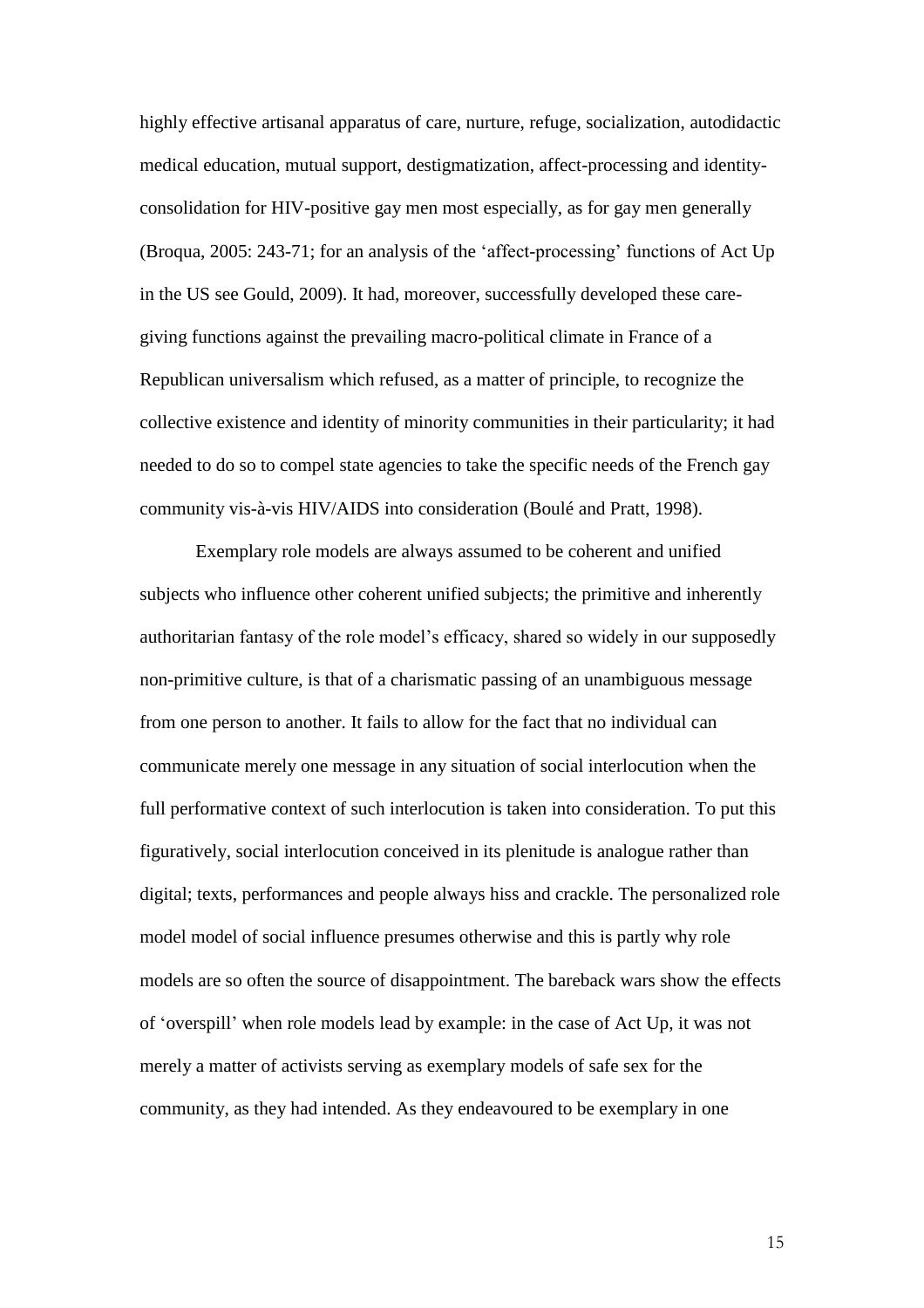highly effective artisanal apparatus of care, nurture, refuge, socialization, autodidactic medical education, mutual support, destigmatization, affect-processing and identity-consolidation for HIV-positive gay men most especially, as for gay men generally (Broqua, 2005: 243-71; for an analysis of the 'affect-processing' functions of Act Up in the US see Gould, 2009). It had, moreover, successfully developed these care-giving functions against the prevailing macro-political climate in France of a Republican universalism which refused, as a matter of principle, to recognize the collective existence and identity of minority communities in their particularity; it had needed to do so to compel state agencies to take the specific needs of the French gay community vis-à-vis HIV/AIDS into consideration (Boulé and Pratt, 1998).

Exemplary role models are always assumed to be coherent and unified subjects who influence other coherent unified subjects; the primitive and inherently authoritarian fantasy of the role model's efficacy, shared so widely in our supposedly non-primitive culture, is that of a charismatic passing of an unambiguous message from one person to another. It fails to allow for the fact that no individual can communicate merely one message in any situation of social interlocution when the full performative context of such interlocution is taken into consideration. To put this figuratively, social interlocution conceived in its plenitude is analogue rather than digital; texts, performances and people always hiss and crackle. The personalized role model model of social influence presumes otherwise and this is partly why role models are so often the source of disappointment. The bareback wars show the effects of 'overspill' when role models lead by example: in the case of Act Up, it was not merely a matter of activists serving as exemplary models of safe sex for the community, as they had intended. As they endeavoured to be exemplary in one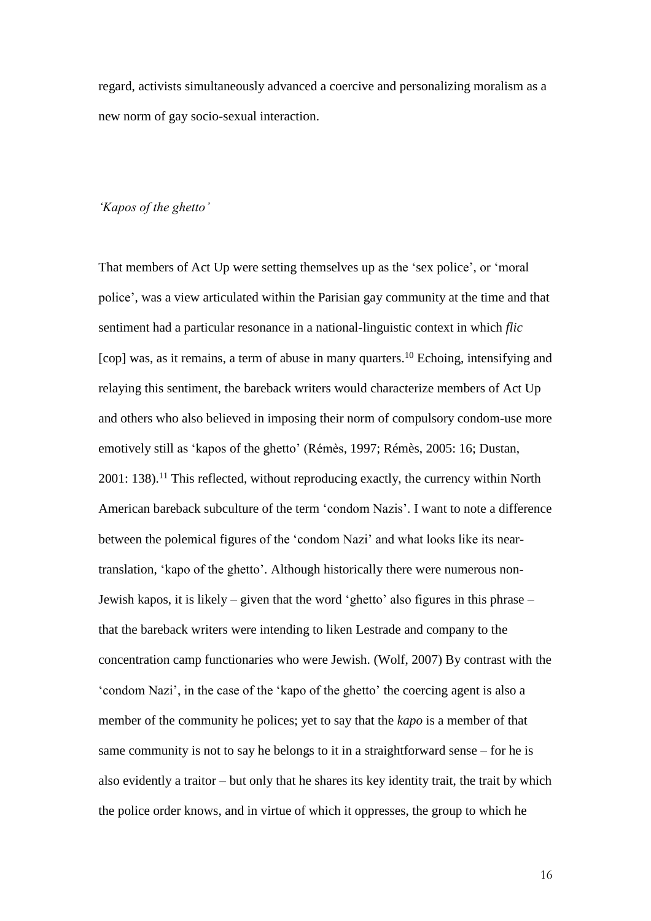regard, activists simultaneously advanced a coercive and personalizing moralism as a new norm of gay socio-sexual interaction.

*'Kapos of the ghetto'*

That members of Act Up were setting themselves up as the 'sex police', or 'moral police', was a view articulated within the Parisian gay community at the time and that sentiment had a particular resonance in a national-linguistic context in which *flic* [cop] was, as it remains, a term of abuse in many quarters.[10] Echoing, intensifying and relaying this sentiment, the bareback writers would characterize members of Act Up and others who also believed in imposing their norm of compulsory condom-use more emotively still as 'kapos of the ghetto' (Rémès, 1997; Rémès, 2005: 16; Dustan, 2001: 138).[11] This reflected, without reproducing exactly, the currency within North American bareback subculture of the term 'condom Nazis'. I want to note a difference between the polemical figures of the 'condom Nazi' and what looks like its near-translation, 'kapo of the ghetto'. Although historically there were numerous non-Jewish kapos, it is likely – given that the word 'ghetto' also figures in this phrase – that the bareback writers were intending to liken Lestrade and company to the concentration camp functionaries who were Jewish. (Wolf, 2007) By contrast with the 'condom Nazi', in the case of the 'kapo of the ghetto' the coercing agent is also a member of the community he polices; yet to say that the *kapo* is a member of that same community is not to say he belongs to it in a straightforward sense – for he is also evidently a traitor – but only that he shares its key identity trait, the trait by which the police order knows, and in virtue of which it oppresses, the group to which he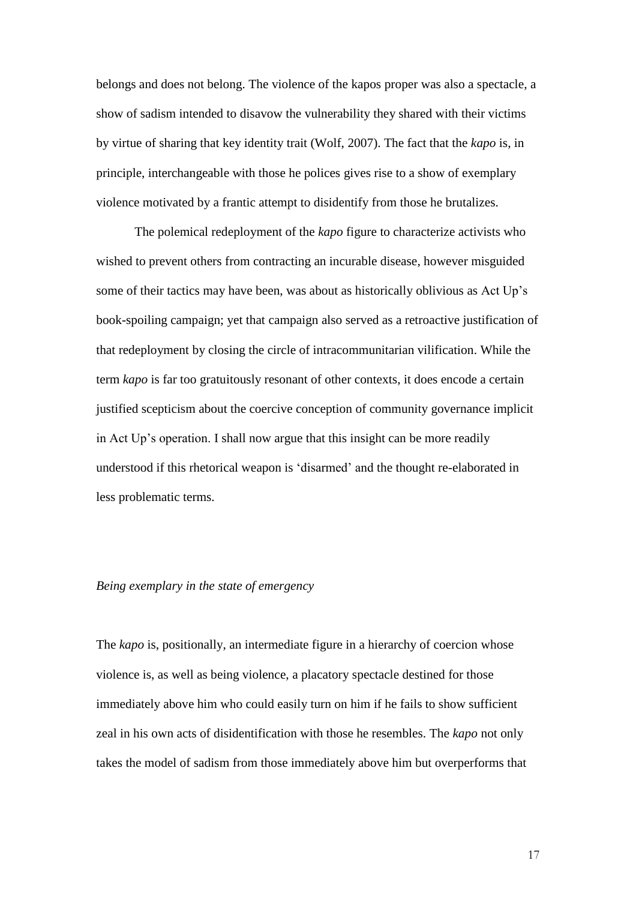belongs and does not belong. The violence of the kapos proper was also a spectacle, a show of sadism intended to disavow the vulnerability they shared with their victims by virtue of sharing that key identity trait (Wolf, 2007). The fact that the *kapo* is, in principle, interchangeable with those he polices gives rise to a show of exemplary violence motivated by a frantic attempt to disidentify from those he brutalizes.

The polemical redeployment of the *kapo* figure to characterize activists who wished to prevent others from contracting an incurable disease, however misguided some of their tactics may have been, was about as historically oblivious as Act Up's book-spoiling campaign; yet that campaign also served as a retroactive justification of that redeployment by closing the circle of intracommunitarian vilification. While the term *kapo* is far too gratuitously resonant of other contexts, it does encode a certain justified scepticism about the coercive conception of community governance implicit in Act Up's operation. I shall now argue that this insight can be more readily understood if this rhetorical weapon is 'disarmed' and the thought re-elaborated in less problematic terms.

## *Being exemplary in the state of emergency*

The *kapo* is, positionally, an intermediate figure in a hierarchy of coercion whose violence is, as well as being violence, a placatory spectacle destined for those immediately above him who could easily turn on him if he fails to show sufficient zeal in his own acts of disidentification with those he resembles. The *kapo* not only takes the model of sadism from those immediately above him but overperforms that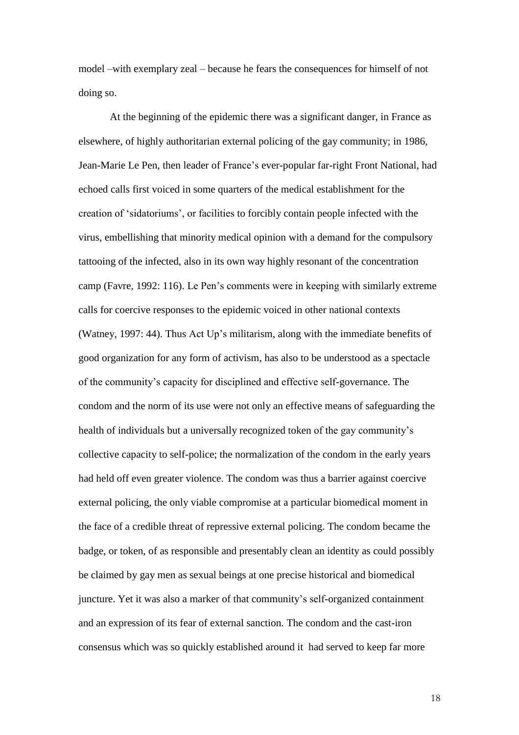model –with exemplary zeal – because he fears the consequences for himself of not doing so.

At the beginning of the epidemic there was a significant danger, in France as elsewhere, of highly authoritarian external policing of the gay community; in 1986, Jean-Marie Le Pen, then leader of France's ever-popular far-right Front National, had echoed calls first voiced in some quarters of the medical establishment for the creation of 'sidatoriums', or facilities to forcibly contain people infected with the virus, embellishing that minority medical opinion with a demand for the compulsory tattooing of the infected, also in its own way highly resonant of the concentration camp (Favre, 1992: 116). Le Pen's comments were in keeping with similarly extreme calls for coercive responses to the epidemic voiced in other national contexts (Watney, 1997: 44). Thus Act Up's militarism, along with the immediate benefits of good organization for any form of activism, has also to be understood as a spectacle of the community's capacity for disciplined and effective self-governance. The condom and the norm of its use were not only an effective means of safeguarding the health of individuals but a universally recognized token of the gay community's collective capacity to self-police; the normalization of the condom in the early years had held off even greater violence. The condom was thus a barrier against coercive external policing, the only viable compromise at a particular biomedical moment in the face of a credible threat of repressive external policing. The condom became the badge, or token, of as responsible and presentably clean an identity as could possibly be claimed by gay men as sexual beings at one precise historical and biomedical juncture. Yet it was also a marker of that community's self-organized containment and an expression of its fear of external sanction. The condom and the cast-iron consensus which was so quickly established around it had served to keep far more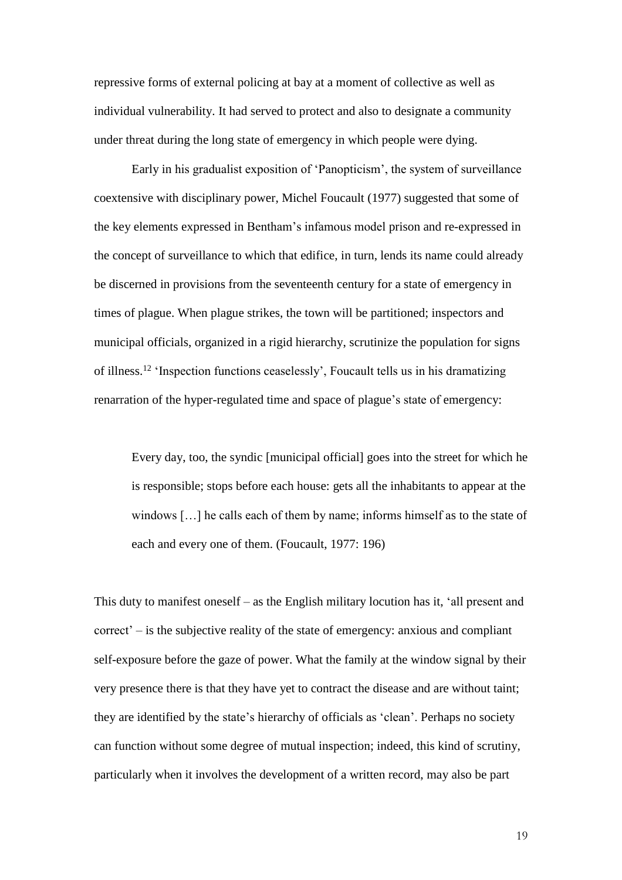repressive forms of external policing at bay at a moment of collective as well as individual vulnerability. It had served to protect and also to designate a community under threat during the long state of emergency in which people were dying.

Early in his gradualist exposition of 'Panopticism', the system of surveillance coextensive with disciplinary power, Michel Foucault (1977) suggested that some of the key elements expressed in Bentham's infamous model prison and re-expressed in the concept of surveillance to which that edifice, in turn, lends its name could already be discerned in provisions from the seventeenth century for a state of emergency in times of plague. When plague strikes, the town will be partitioned; inspectors and municipal officials, organized in a rigid hierarchy, scrutinize the population for signs of illness.[12] 'Inspection functions ceaselessly', Foucault tells us in his dramatizing renarration of the hyper-regulated time and space of plague's state of emergency:

> Every day, too, the syndic [municipal official] goes into the street for which he is responsible; stops before each house: gets all the inhabitants to appear at the windows […] he calls each of them by name; informs himself as to the state of each and every one of them. (Foucault, 1977: 196)

This duty to manifest oneself – as the English military locution has it, 'all present and correct' – is the subjective reality of the state of emergency: anxious and compliant self-exposure before the gaze of power. What the family at the window signal by their very presence there is that they have yet to contract the disease and are without taint; they are identified by the state's hierarchy of officials as 'clean'. Perhaps no society can function without some degree of mutual inspection; indeed, this kind of scrutiny, particularly when it involves the development of a written record, may also be part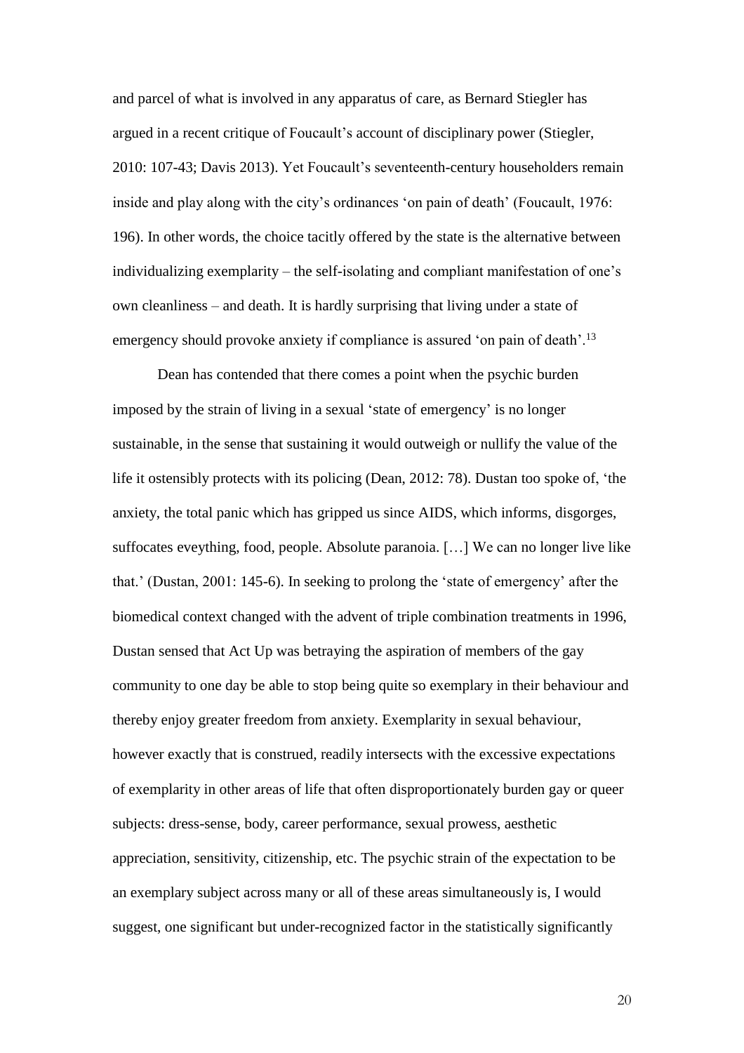and parcel of what is involved in any apparatus of care, as Bernard Stiegler has argued in a recent critique of Foucault's account of disciplinary power (Stiegler, 2010: 107-43; Davis 2013). Yet Foucault's seventeenth-century householders remain inside and play along with the city's ordinances 'on pain of death' (Foucault, 1976: 196). In other words, the choice tacitly offered by the state is the alternative between individualizing exemplarity – the self-isolating and compliant manifestation of one's own cleanliness – and death. It is hardly surprising that living under a state of emergency should provoke anxiety if compliance is assured 'on pain of death'.[13]

Dean has contended that there comes a point when the psychic burden imposed by the strain of living in a sexual 'state of emergency' is no longer sustainable, in the sense that sustaining it would outweigh or nullify the value of the life it ostensibly protects with its policing (Dean, 2012: 78). Dustan too spoke of, 'the anxiety, the total panic which has gripped us since AIDS, which informs, disgorges, suffocates eveything, food, people. Absolute paranoia. […] We can no longer live like that.' (Dustan, 2001: 145-6). In seeking to prolong the 'state of emergency' after the biomedical context changed with the advent of triple combination treatments in 1996, Dustan sensed that Act Up was betraying the aspiration of members of the gay community to one day be able to stop being quite so exemplary in their behaviour and thereby enjoy greater freedom from anxiety. Exemplarity in sexual behaviour, however exactly that is construed, readily intersects with the excessive expectations of exemplarity in other areas of life that often disproportionately burden gay or queer subjects: dress-sense, body, career performance, sexual prowess, aesthetic appreciation, sensitivity, citizenship, etc. The psychic strain of the expectation to be an exemplary subject across many or all of these areas simultaneously is, I would suggest, one significant but under-recognized factor in the statistically significantly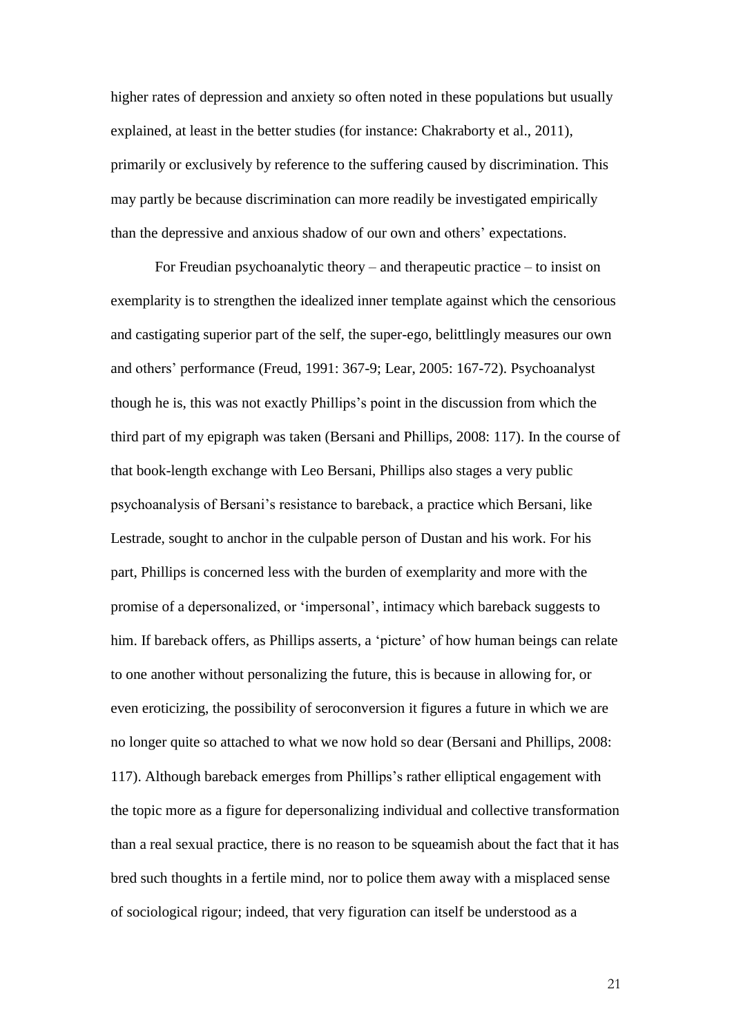higher rates of depression and anxiety so often noted in these populations but usually explained, at least in the better studies (for instance: Chakraborty et al., 2011), primarily or exclusively by reference to the suffering caused by discrimination. This may partly be because discrimination can more readily be investigated empirically than the depressive and anxious shadow of our own and others' expectations.

For Freudian psychoanalytic theory – and therapeutic practice – to insist on exemplarity is to strengthen the idealized inner template against which the censorious and castigating superior part of the self, the super-ego, belittlingly measures our own and others' performance (Freud, 1991: 367-9; Lear, 2005: 167-72). Psychoanalyst though he is, this was not exactly Phillips's point in the discussion from which the third part of my epigraph was taken (Bersani and Phillips, 2008: 117). In the course of that book-length exchange with Leo Bersani, Phillips also stages a very public psychoanalysis of Bersani's resistance to bareback, a practice which Bersani, like Lestrade, sought to anchor in the culpable person of Dustan and his work. For his part, Phillips is concerned less with the burden of exemplarity and more with the promise of a depersonalized, or 'impersonal', intimacy which bareback suggests to him. If bareback offers, as Phillips asserts, a 'picture' of how human beings can relate to one another without personalizing the future, this is because in allowing for, or even eroticizing, the possibility of seroconversion it figures a future in which we are no longer quite so attached to what we now hold so dear (Bersani and Phillips, 2008: 117). Although bareback emerges from Phillips's rather elliptical engagement with the topic more as a figure for depersonalizing individual and collective transformation than a real sexual practice, there is no reason to be squeamish about the fact that it has bred such thoughts in a fertile mind, nor to police them away with a misplaced sense of sociological rigour; indeed, that very figuration can itself be understood as a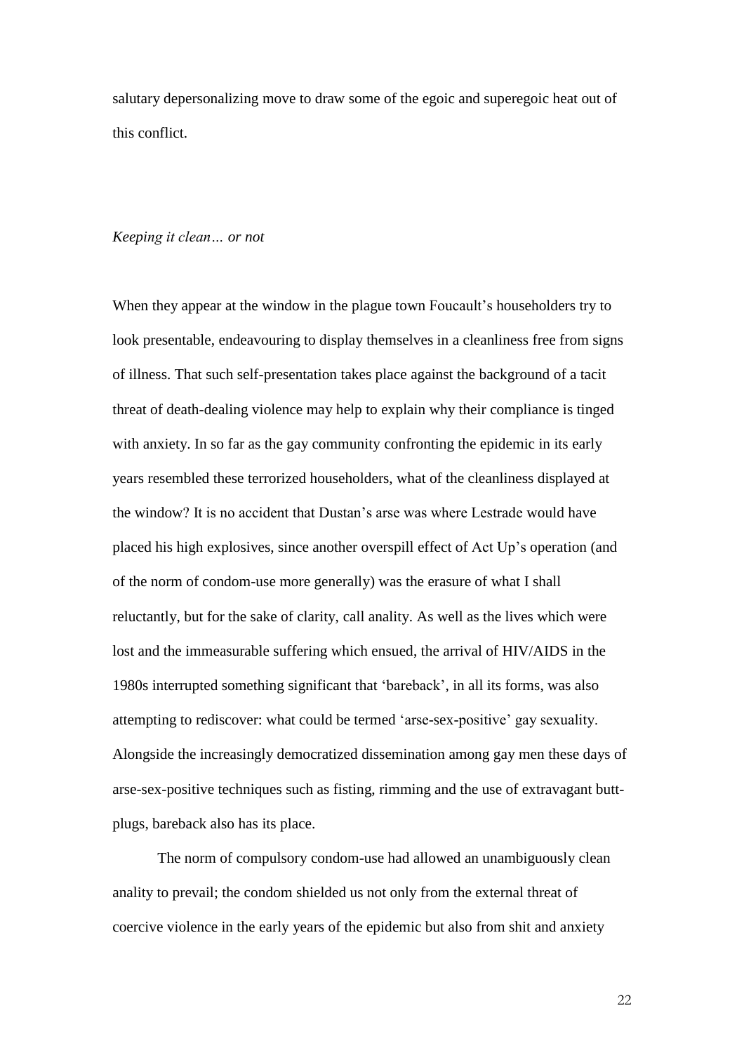salutary depersonalizing move to draw some of the egoic and superegoic heat out of this conflict.

### *Keeping it clean… or not*

When they appear at the window in the plague town Foucault's householders try to look presentable, endeavouring to display themselves in a cleanliness free from signs of illness. That such self-presentation takes place against the background of a tacit threat of death-dealing violence may help to explain why their compliance is tinged with anxiety. In so far as the gay community confronting the epidemic in its early years resembled these terrorized householders, what of the cleanliness displayed at the window? It is no accident that Dustan's arse was where Lestrade would have placed his high explosives, since another overspill effect of Act Up's operation (and of the norm of condom-use more generally) was the erasure of what I shall reluctantly, but for the sake of clarity, call anality. As well as the lives which were lost and the immeasurable suffering which ensued, the arrival of HIV/AIDS in the 1980s interrupted something significant that 'bareback', in all its forms, was also attempting to rediscover: what could be termed 'arse-sex-positive' gay sexuality. Alongside the increasingly democratized dissemination among gay men these days of arse-sex-positive techniques such as fisting, rimming and the use of extravagant butt-plugs, bareback also has its place.

The norm of compulsory condom-use had allowed an unambiguously clean anality to prevail; the condom shielded us not only from the external threat of coercive violence in the early years of the epidemic but also from shit and anxiety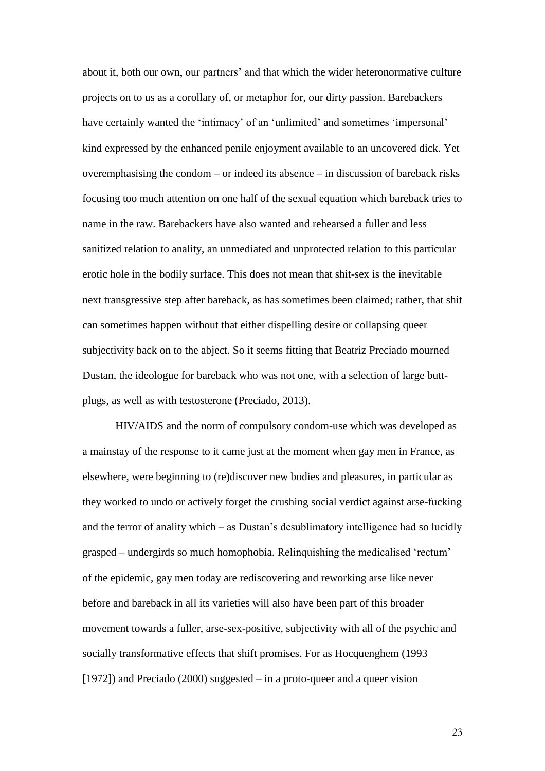about it, both our own, our partners' and that which the wider heteronormative culture projects on to us as a corollary of, or metaphor for, our dirty passion. Barebackers have certainly wanted the 'intimacy' of an 'unlimited' and sometimes 'impersonal' kind expressed by the enhanced penile enjoyment available to an uncovered dick. Yet overemphasising the condom – or indeed its absence – in discussion of bareback risks focusing too much attention on one half of the sexual equation which bareback tries to name in the raw. Barebackers have also wanted and rehearsed a fuller and less sanitized relation to anality, an unmediated and unprotected relation to this particular erotic hole in the bodily surface. This does not mean that shit-sex is the inevitable next transgressive step after bareback, as has sometimes been claimed; rather, that shit can sometimes happen without that either dispelling desire or collapsing queer subjectivity back on to the abject. So it seems fitting that Beatriz Preciado mourned Dustan, the ideologue for bareback who was not one, with a selection of large butt-plugs, as well as with testosterone (Preciado, 2013).

HIV/AIDS and the norm of compulsory condom-use which was developed as a mainstay of the response to it came just at the moment when gay men in France, as elsewhere, were beginning to (re)discover new bodies and pleasures, in particular as they worked to undo or actively forget the crushing social verdict against arse-fucking and the terror of anality which – as Dustan's desublimatory intelligence had so lucidly grasped – undergirds so much homophobia. Relinquishing the medicalised 'rectum' of the epidemic, gay men today are rediscovering and reworking arse like never before and bareback in all its varieties will also have been part of this broader movement towards a fuller, arse-sex-positive, subjectivity with all of the psychic and socially transformative effects that shift promises. For as Hocquenghem (1993 [1972]) and Preciado (2000) suggested – in a proto-queer and a queer vision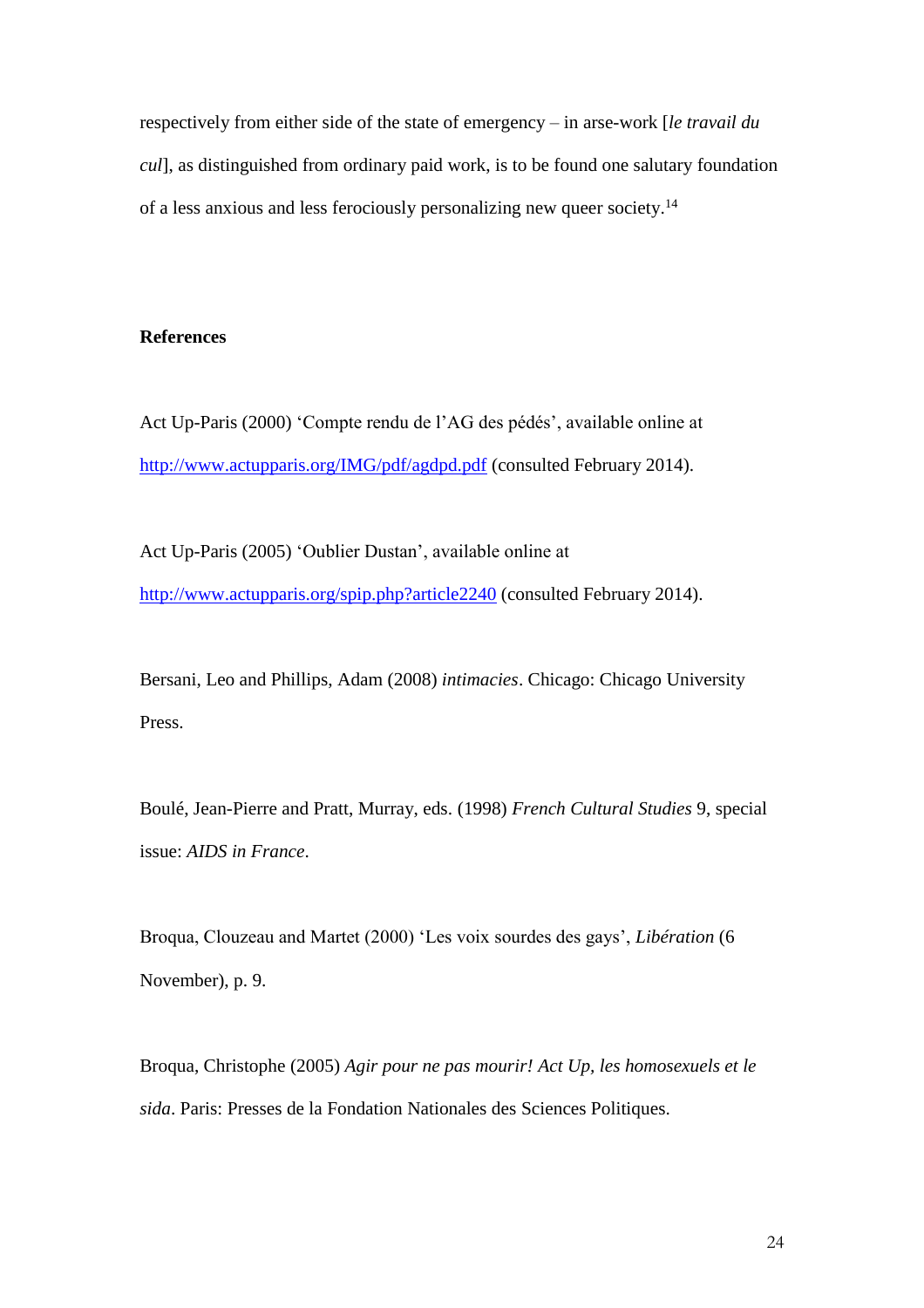respectively from either side of the state of emergency – in arse-work [*le travail du cul*], as distinguished from ordinary paid work, is to be found one salutary foundation of a less anxious and less ferociously personalizing new queer society.[14]

**References**

Act Up-Paris (2000) 'Compte rendu de l'AG des pédés', available online at http://www.actupparis.org/IMG/pdf/agdpd.pdf (consulted February 2014).

Act Up-Paris (2005) 'Oublier Dustan', available online at http://www.actupparis.org/spip.php?article2240 (consulted February 2014).

Bersani, Leo and Phillips, Adam (2008) *intimacies*. Chicago: Chicago University Press.

Boulé, Jean-Pierre and Pratt, Murray, eds. (1998) *French Cultural Studies* 9, special issue: *AIDS in France*.

Broqua, Clouzeau and Martet (2000) 'Les voix sourdes des gays', *Libération* (6 November), p. 9.

Broqua, Christophe (2005) *Agir pour ne pas mourir! Act Up, les homosexuels et le sida*. Paris: Presses de la Fondation Nationales des Sciences Politiques.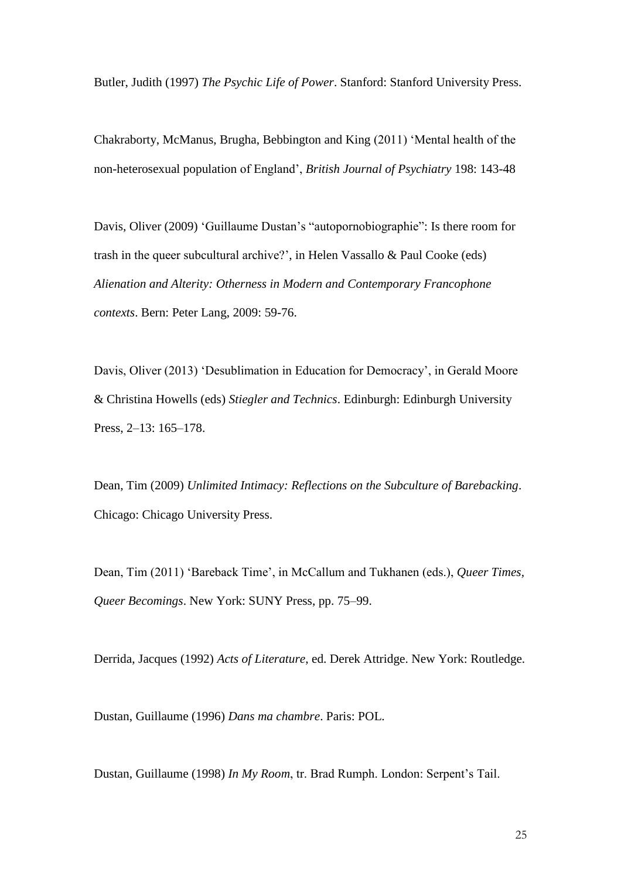Butler, Judith (1997) *The Psychic Life of Power*. Stanford: Stanford University Press.

Chakraborty, McManus, Brugha, Bebbington and King (2011) 'Mental health of the non-heterosexual population of England', *British Journal of Psychiatry* 198: 143-48

Davis, Oliver (2009) 'Guillaume Dustan's "autopornobiographie": Is there room for trash in the queer subcultural archive?', in Helen Vassallo & Paul Cooke (eds) *Alienation and Alterity: Otherness in Modern and Contemporary Francophone contexts*. Bern: Peter Lang, 2009: 59-76.

Davis, Oliver (2013) 'Desublimation in Education for Democracy', in Gerald Moore & Christina Howells (eds) *Stiegler and Technics*. Edinburgh: Edinburgh University Press, 2–13: 165–178.

Dean, Tim (2009) *Unlimited Intimacy: Reflections on the Subculture of Barebacking*. Chicago: Chicago University Press.

Dean, Tim (2011) 'Bareback Time', in McCallum and Tukhanen (eds.), *Queer Times, Queer Becomings*. New York: SUNY Press, pp. 75–99.

Derrida, Jacques (1992) *Acts of Literature*, ed. Derek Attridge. New York: Routledge.

Dustan, Guillaume (1996) *Dans ma chambre*. Paris: POL.

Dustan, Guillaume (1998) *In My Room*, tr. Brad Rumph. London: Serpent's Tail.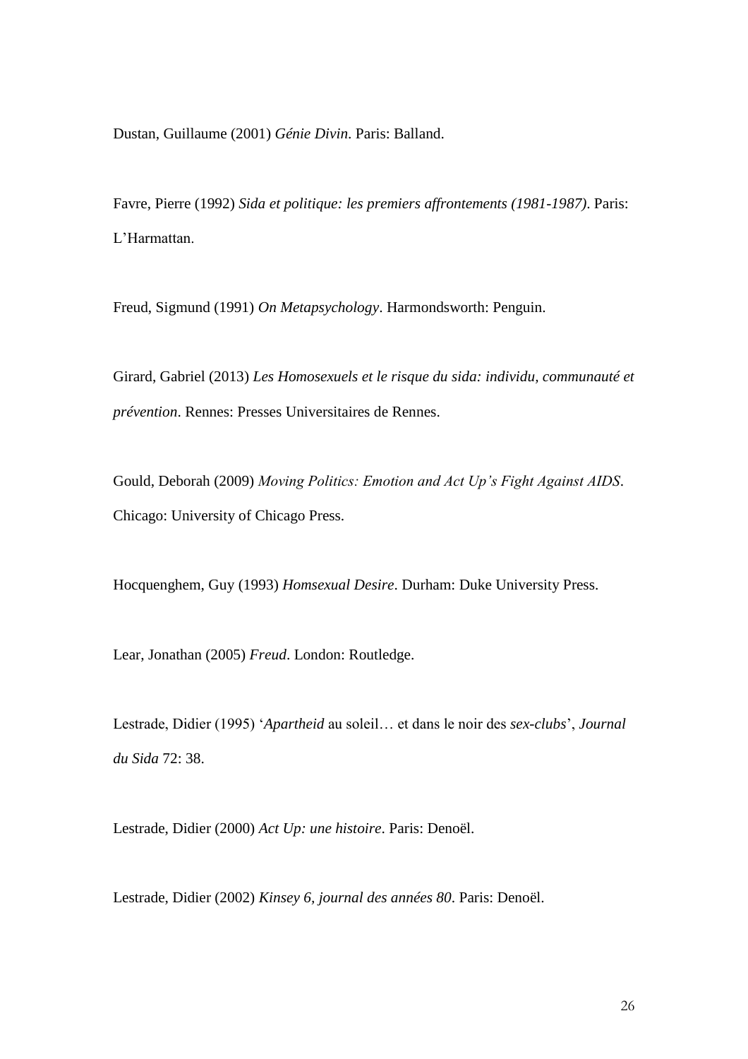Dustan, Guillaume (2001) *Génie Divin*. Paris: Balland.

Favre, Pierre (1992) *Sida et politique: les premiers affrontements (1981-1987)*. Paris: L'Harmattan.

Freud, Sigmund (1991) *On Metapsychology*. Harmondsworth: Penguin.

Girard, Gabriel (2013) *Les Homosexuels et le risque du sida: individu, communauté et prévention*. Rennes: Presses Universitaires de Rennes.

Gould, Deborah (2009) *Moving Politics: Emotion and Act Up's Fight Against AIDS*. Chicago: University of Chicago Press.

Hocquenghem, Guy (1993) *Homsexual Desire*. Durham: Duke University Press.

Lear, Jonathan (2005) *Freud*. London: Routledge.

Lestrade, Didier (1995) '*Apartheid* au soleil… et dans le noir des *sex-clubs*', *Journal du Sida* 72: 38.

Lestrade, Didier (2000) *Act Up: une histoire*. Paris: Denoël.

Lestrade, Didier (2002) *Kinsey 6, journal des années 80*. Paris: Denoël.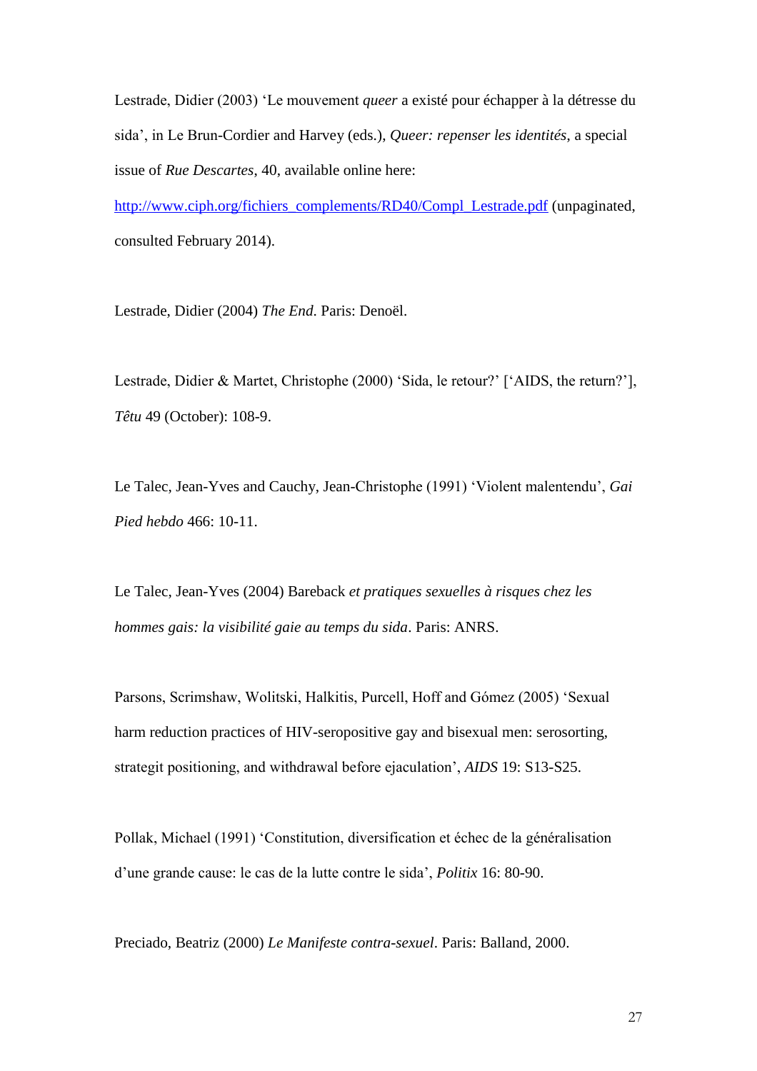Lestrade, Didier (2003) 'Le mouvement *queer* a existé pour échapper à la détresse du sida', in Le Brun-Cordier and Harvey (eds.), *Queer: repenser les identités*, a special issue of *Rue Descartes*, 40, available online here: http://www.ciph.org/fichiers_complements/RD40/Compl_Lestrade.pdf (unpaginated, consulted February 2014).

Lestrade, Didier (2004) *The End*. Paris: Denoël.

Lestrade, Didier & Martet, Christophe (2000) 'Sida, le retour?' ['AIDS, the return?'], *Têtu* 49 (October): 108-9.

Le Talec, Jean-Yves and Cauchy, Jean-Christophe (1991) 'Violent malentendu', *Gai Pied hebdo* 466: 10-11.

Le Talec, Jean-Yves (2004) Bareback *et pratiques sexuelles à risques chez les hommes gais: la visibilité gaie au temps du sida*. Paris: ANRS.

Parsons, Scrimshaw, Wolitski, Halkitis, Purcell, Hoff and Gómez (2005) 'Sexual harm reduction practices of HIV-seropositive gay and bisexual men: serosorting, strategit positioning, and withdrawal before ejaculation', *AIDS* 19: S13-S25.

Pollak, Michael (1991) 'Constitution, diversification et échec de la généralisation d'une grande cause: le cas de la lutte contre le sida', *Politix* 16: 80-90.

Preciado, Beatriz (2000) *Le Manifeste contra-sexuel*. Paris: Balland, 2000.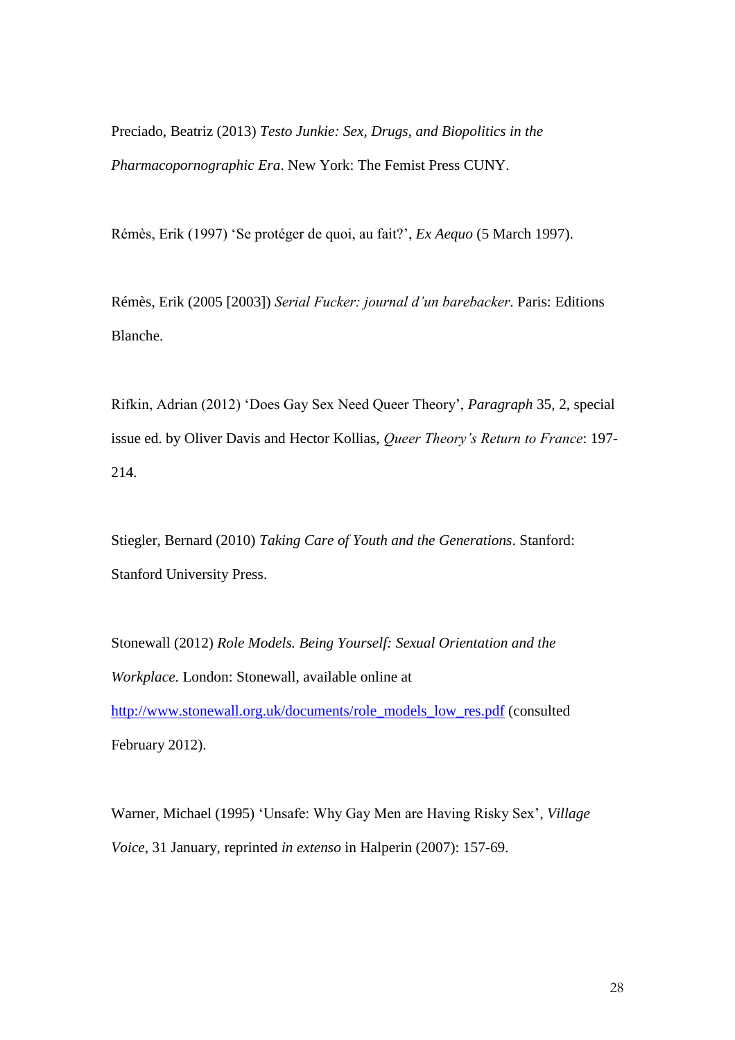Preciado, Beatriz (2013) *Testo Junkie: Sex, Drugs, and Biopolitics in the Pharmacopornographic Era*. New York: The Femist Press CUNY.

Rémès, Erik (1997) 'Se protéger de quoi, au fait?', *Ex Aequo* (5 March 1997).

Rémès, Erik (2005 [2003]) *Serial Fucker: journal d'un barebacker*. Paris: Editions Blanche.

Rifkin, Adrian (2012) 'Does Gay Sex Need Queer Theory', *Paragraph* 35, 2, special issue ed. by Oliver Davis and Hector Kollias, *Queer Theory's Return to France*: 197-214.

Stiegler, Bernard (2010) *Taking Care of Youth and the Generations*. Stanford: Stanford University Press.

Stonewall (2012) *Role Models. Being Yourself: Sexual Orientation and the Workplace*. London: Stonewall, available online at http://www.stonewall.org.uk/documents/role_models_low_res.pdf (consulted February 2012).

Warner, Michael (1995) 'Unsafe: Why Gay Men are Having Risky Sex', *Village Voice*, 31 January, reprinted *in extenso* in Halperin (2007): 157-69.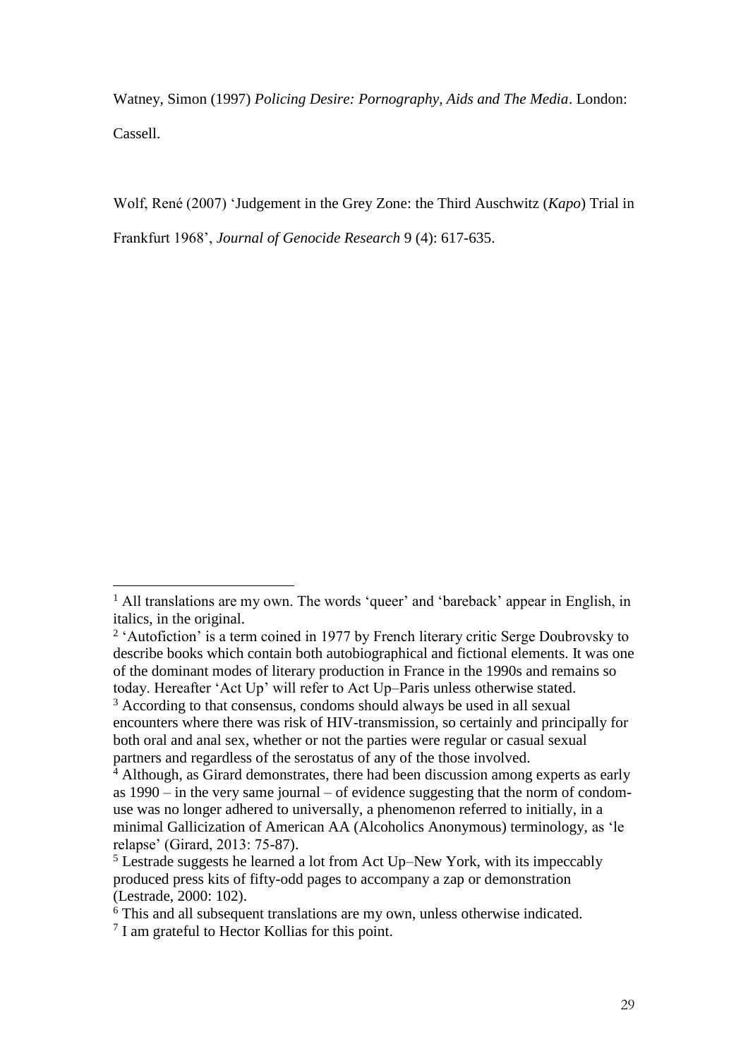Watney, Simon (1997) *Policing Desire: Pornography, Aids and The Media*. London: Cassell.

Wolf, René (2007) 'Judgement in the Grey Zone: the Third Auschwitz (*Kapo*) Trial in Frankfurt 1968', *Journal of Genocide Research* 9 (4): 617-635.

---

[1] All translations are my own. The words 'queer' and 'bareback' appear in English, in italics, in the original.

[2] 'Autofiction' is a term coined in 1977 by French literary critic Serge Doubrovsky to describe books which contain both autobiographical and fictional elements. It was one of the dominant modes of literary production in France in the 1990s and remains so today. Hereafter 'Act Up' will refer to Act Up–Paris unless otherwise stated.

[3] According to that consensus, condoms should always be used in all sexual encounters where there was risk of HIV-transmission, so certainly and principally for both oral and anal sex, whether or not the parties were regular or casual sexual partners and regardless of the serostatus of any of the those involved.

[4] Although, as Girard demonstrates, there had been discussion among experts as early as 1990 – in the very same journal – of evidence suggesting that the norm of condom-use was no longer adhered to universally, a phenomenon referred to initially, in a minimal Gallicization of American AA (Alcoholics Anonymous) terminology, as 'le relapse' (Girard, 2013: 75-87).

[5] Lestrade suggests he learned a lot from Act Up–New York, with its impeccably produced press kits of fifty-odd pages to accompany a zap or demonstration (Lestrade, 2000: 102).

[6] This and all subsequent translations are my own, unless otherwise indicated.

[7] I am grateful to Hector Kollias for this point.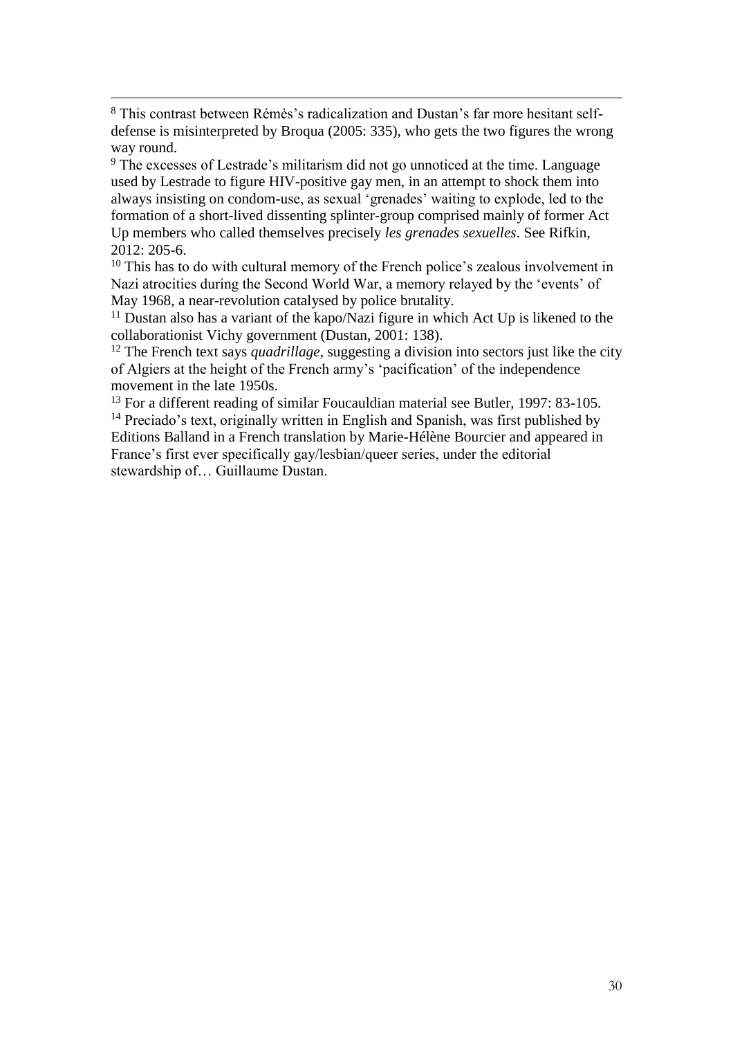[8] This contrast between Rémès's radicalization and Dustan's far more hesitant self-defense is misinterpreted by Broqua (2005: 335), who gets the two figures the wrong way round.

[9] The excesses of Lestrade's militarism did not go unnoticed at the time. Language used by Lestrade to figure HIV-positive gay men, in an attempt to shock them into always insisting on condom-use, as sexual 'grenades' waiting to explode, led to the formation of a short-lived dissenting splinter-group comprised mainly of former Act Up members who called themselves precisely *les grenades sexuelles*. See Rifkin, 2012: 205-6.

[10] This has to do with cultural memory of the French police's zealous involvement in Nazi atrocities during the Second World War, a memory relayed by the 'events' of May 1968, a near-revolution catalysed by police brutality.

[11] Dustan also has a variant of the kapo/Nazi figure in which Act Up is likened to the collaborationist Vichy government (Dustan, 2001: 138).

[12] The French text says *quadrillage*, suggesting a division into sectors just like the city of Algiers at the height of the French army's 'pacification' of the independence movement in the late 1950s.

[13] For a different reading of similar Foucauldian material see Butler, 1997: 83-105.

[14] Preciado's text, originally written in English and Spanish, was first published by Editions Balland in a French translation by Marie-Hélène Bourcier and appeared in France's first ever specifically gay/lesbian/queer series, under the editorial stewardship of… Guillaume Dustan.